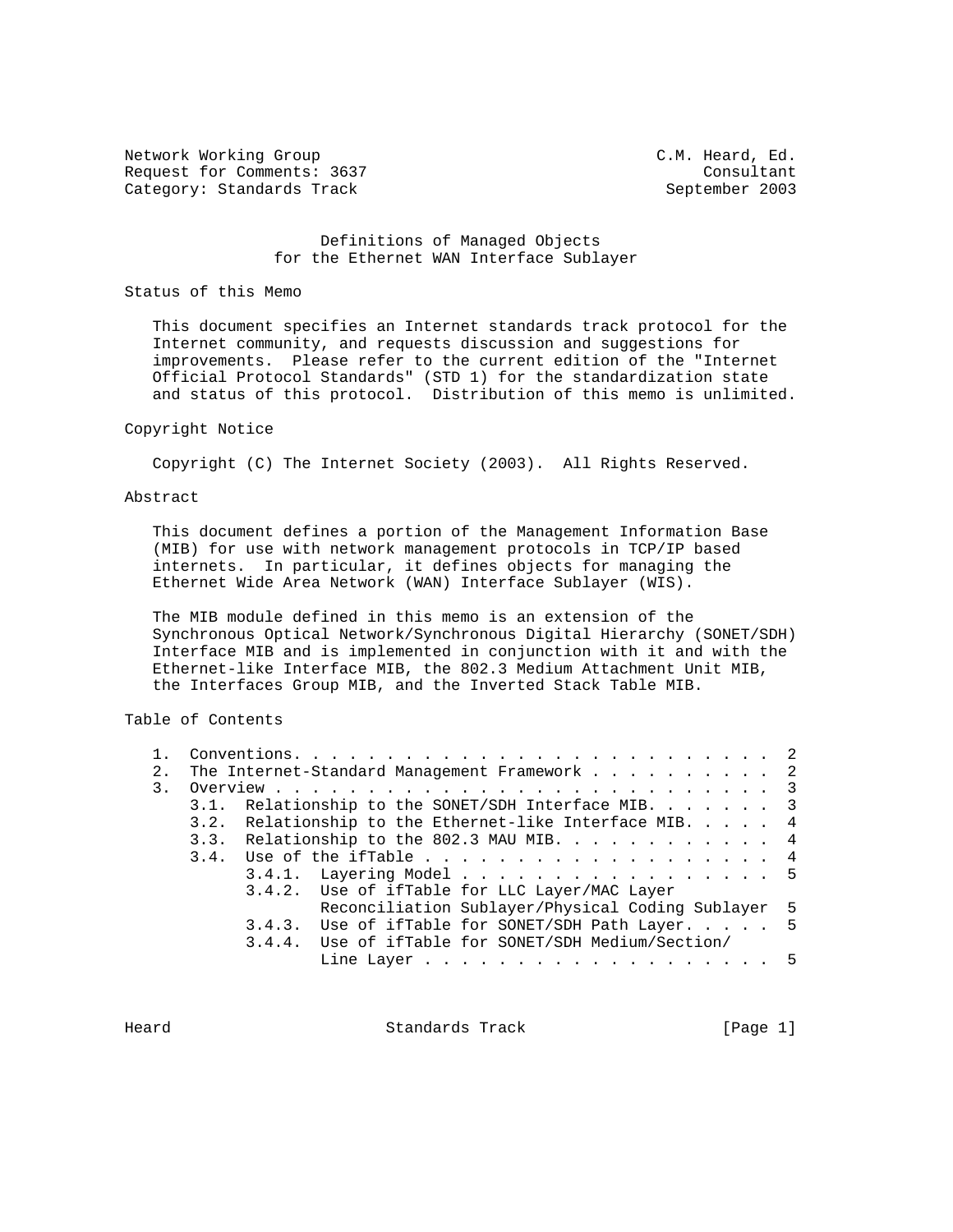Network Working Group                                    C.M. Heard, Ed.
Request for Comments: 3637                                    Consultant
Category: Standards Track                                 September 2003

# Definitions of Managed Objects for the Ethernet WAN Interface Sublayer

## Status of this Memo

This document specifies an Internet standards track protocol for the Internet community, and requests discussion and suggestions for improvements. Please refer to the current edition of the "Internet Official Protocol Standards" (STD 1) for the standardization state and status of this protocol. Distribution of this memo is unlimited.

## Copyright Notice

Copyright (C) The Internet Society (2003). All Rights Reserved.

## Abstract

This document defines a portion of the Management Information Base (MIB) for use with network management protocols in TCP/IP based internets. In particular, it defines objects for managing the Ethernet Wide Area Network (WAN) Interface Sublayer (WIS).

The MIB module defined in this memo is an extension of the Synchronous Optical Network/Synchronous Digital Hierarchy (SONET/SDH) Interface MIB and is implemented in conjunction with it and with the Ethernet-like Interface MIB, the 802.3 Medium Attachment Unit MIB, the Interfaces Group MIB, and the Inverted Stack Table MIB.

## Table of Contents

```
   1.  Conventions. . . . . . . . . . . . . . . . . . . . . . . . . .  2
   2.  The Internet-Standard Management Framework . . . . . . . . . .  2
   3.  Overview . . . . . . . . . . . . . . . . . . . . . . . . . . .  3
       3.1.  Relationship to the SONET/SDH Interface MIB. . . . . . .  3
       3.2.  Relationship to the Ethernet-like Interface MIB. . . . .  4
       3.3.  Relationship to the 802.3 MAU MIB. . . . . . . . . . . .  4
       3.4.  Use of the ifTable . . . . . . . . . . . . . . . . . . .  4
             3.4.1.  Layering Model . . . . . . . . . . . . . . . . .  5
             3.4.2.  Use of ifTable for LLC Layer/MAC Layer
                     Reconciliation Sublayer/Physical Coding Sublayer  5
             3.4.3.  Use of ifTable for SONET/SDH Path Layer. . . . .  5
             3.4.4.  Use of ifTable for SONET/SDH Medium/Section/
                     Line Layer . . . . . . . . . . . . . . . . . . .  5
```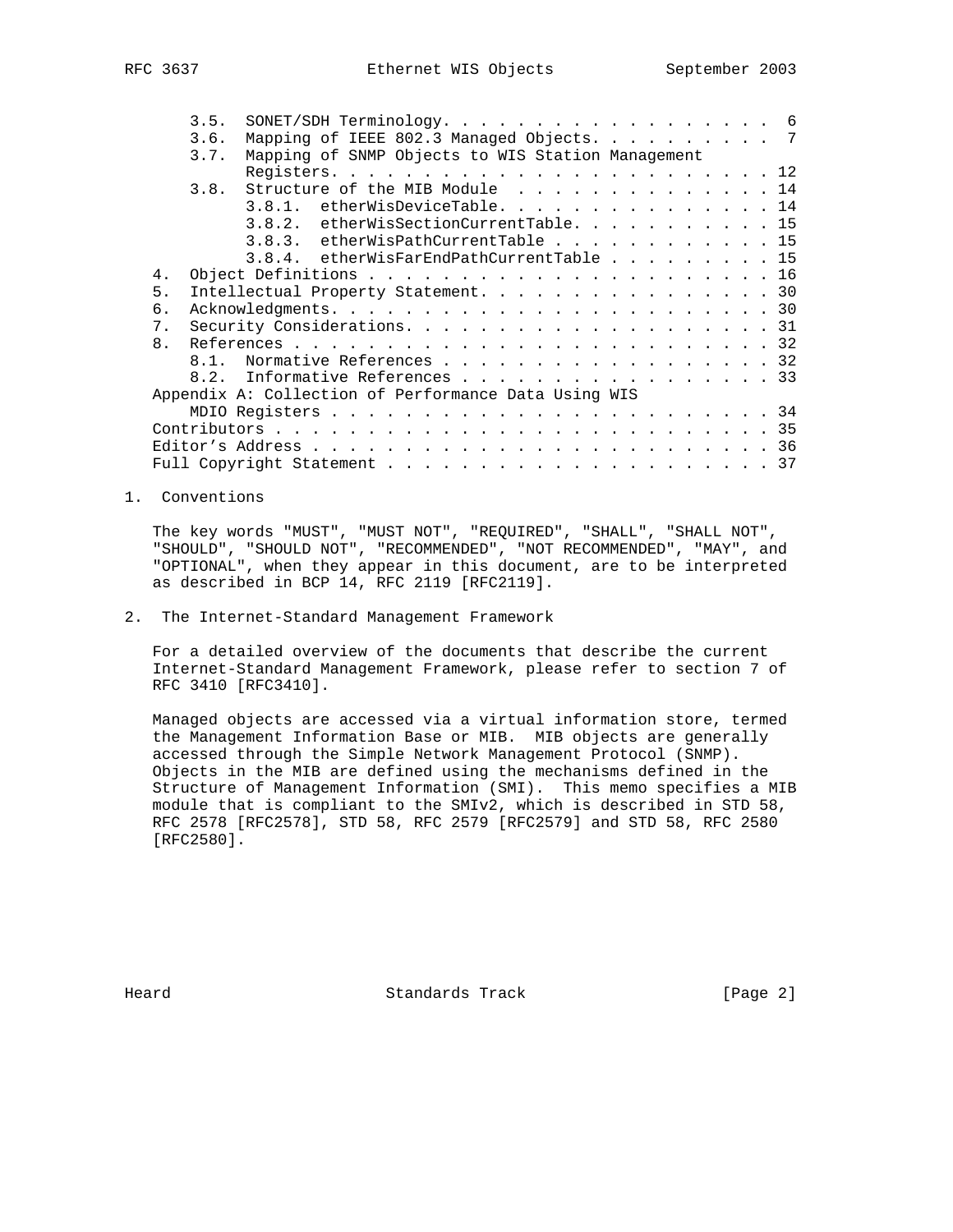```
      3.5.  SONET/SDH Terminology. . . . . . . . . . . . . . . . . .  6
      3.6.  Mapping of IEEE 802.3 Managed Objects. . . . . . . . . .  7
      3.7.  Mapping of SNMP Objects to WIS Station Management
            Registers. . . . . . . . . . . . . . . . . . . . . . . . 12
      3.8.  Structure of the MIB Module  . . . . . . . . . . . . . . 14
            3.8.1.  etherWisDeviceTable. . . . . . . . . . . . . . . 14
            3.8.2.  etherWisSectionCurrentTable. . . . . . . . . . . 15
            3.8.3.  etherWisPathCurrentTable . . . . . . . . . . . . 15
            3.8.4.  etherWisFarEndPathCurrentTable . . . . . . . . . 15
   4.  Object Definitions . . . . . . . . . . . . . . . . . . . . . . 16
   5.  Intellectual Property Statement. . . . . . . . . . . . . . . . 30
   6.  Acknowledgments. . . . . . . . . . . . . . . . . . . . . . . . 30
   7.  Security Considerations. . . . . . . . . . . . . . . . . . . . 31
   8.  References . . . . . . . . . . . . . . . . . . . . . . . . . . 32
      8.1.  Normative References . . . . . . . . . . . . . . . . . . 32
      8.2.  Informative References . . . . . . . . . . . . . . . . . 33
   Appendix A: Collection of Performance Data Using WIS
       MDIO Registers . . . . . . . . . . . . . . . . . . . . . . . . 34
   Contributors . . . . . . . . . . . . . . . . . . . . . . . . . . . 35
   Editor's Address . . . . . . . . . . . . . . . . . . . . . . . . . 36
   Full Copyright Statement . . . . . . . . . . . . . . . . . . . . . 37
```

## 1. Conventions

The key words "MUST", "MUST NOT", "REQUIRED", "SHALL", "SHALL NOT", "SHOULD", "SHOULD NOT", "RECOMMENDED", "NOT RECOMMENDED", "MAY", and "OPTIONAL", when they appear in this document, are to be interpreted as described in BCP 14, RFC 2119 [RFC2119].

## 2. The Internet-Standard Management Framework

For a detailed overview of the documents that describe the current Internet-Standard Management Framework, please refer to section 7 of RFC 3410 [RFC3410].

Managed objects are accessed via a virtual information store, termed the Management Information Base or MIB. MIB objects are generally accessed through the Simple Network Management Protocol (SNMP). Objects in the MIB are defined using the mechanisms defined in the Structure of Management Information (SMI). This memo specifies a MIB module that is compliant to the SMIv2, which is described in STD 58, RFC 2578 [RFC2578], STD 58, RFC 2579 [RFC2579] and STD 58, RFC 2580 [RFC2580].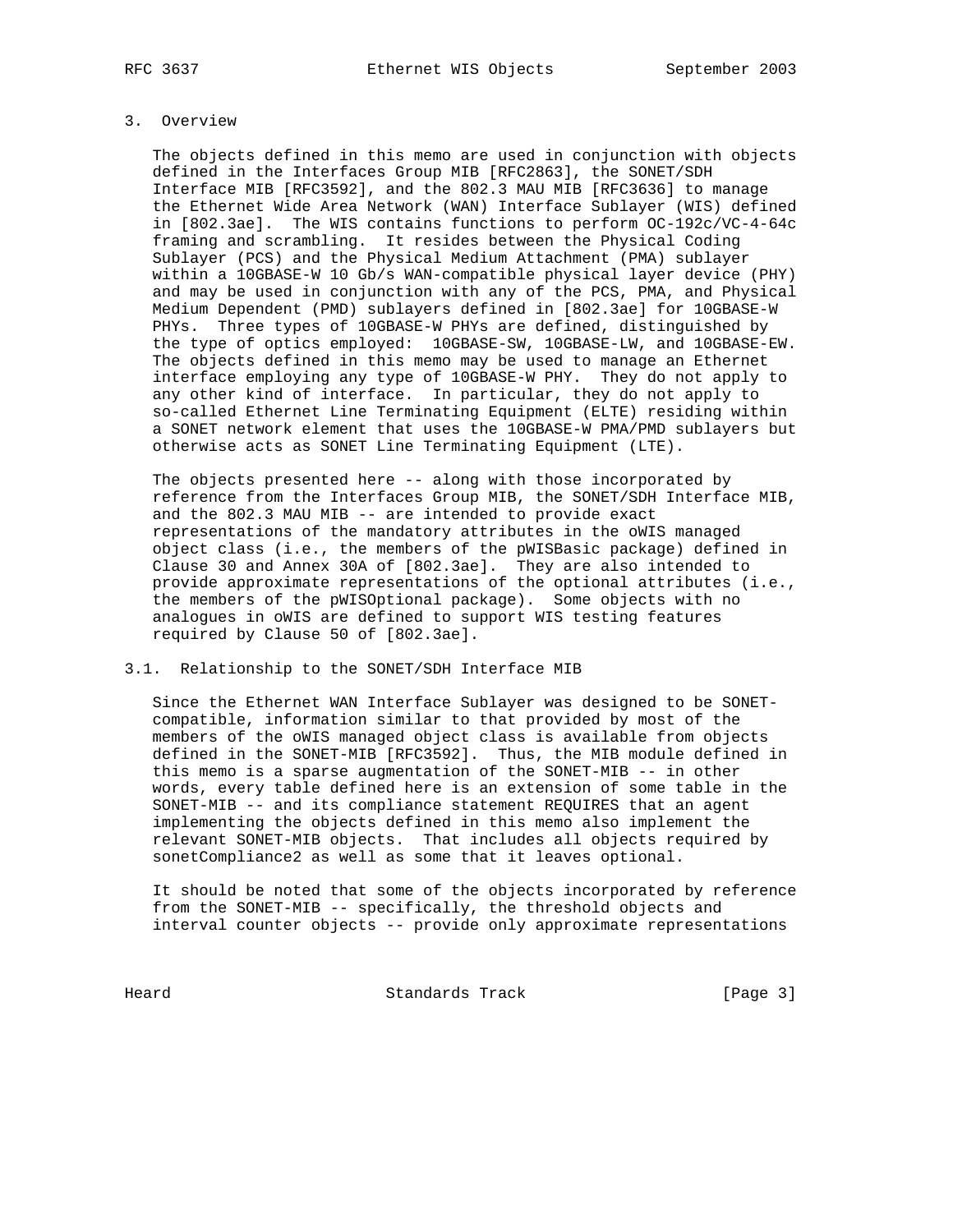## 3. Overview

The objects defined in this memo are used in conjunction with objects defined in the Interfaces Group MIB [RFC2863], the SONET/SDH Interface MIB [RFC3592], and the 802.3 MAU MIB [RFC3636] to manage the Ethernet Wide Area Network (WAN) Interface Sublayer (WIS) defined in [802.3ae]. The WIS contains functions to perform OC-192c/VC-4-64c framing and scrambling. It resides between the Physical Coding Sublayer (PCS) and the Physical Medium Attachment (PMA) sublayer within a 10GBASE-W 10 Gb/s WAN-compatible physical layer device (PHY) and may be used in conjunction with any of the PCS, PMA, and Physical Medium Dependent (PMD) sublayers defined in [802.3ae] for 10GBASE-W PHYs. Three types of 10GBASE-W PHYs are defined, distinguished by the type of optics employed: 10GBASE-SW, 10GBASE-LW, and 10GBASE-EW. The objects defined in this memo may be used to manage an Ethernet interface employing any type of 10GBASE-W PHY. They do not apply to any other kind of interface. In particular, they do not apply to so-called Ethernet Line Terminating Equipment (ELTE) residing within a SONET network element that uses the 10GBASE-W PMA/PMD sublayers but otherwise acts as SONET Line Terminating Equipment (LTE).

The objects presented here -- along with those incorporated by reference from the Interfaces Group MIB, the SONET/SDH Interface MIB, and the 802.3 MAU MIB -- are intended to provide exact representations of the mandatory attributes in the oWIS managed object class (i.e., the members of the pWISBasic package) defined in Clause 30 and Annex 30A of [802.3ae]. They are also intended to provide approximate representations of the optional attributes (i.e., the members of the pWISOptional package). Some objects with no analogues in oWIS are defined to support WIS testing features required by Clause 50 of [802.3ae].

### 3.1. Relationship to the SONET/SDH Interface MIB

Since the Ethernet WAN Interface Sublayer was designed to be SONET-compatible, information similar to that provided by most of the members of the oWIS managed object class is available from objects defined in the SONET-MIB [RFC3592]. Thus, the MIB module defined in this memo is a sparse augmentation of the SONET-MIB -- in other words, every table defined here is an extension of some table in the SONET-MIB -- and its compliance statement REQUIRES that an agent implementing the objects defined in this memo also implement the relevant SONET-MIB objects. That includes all objects required by sonetCompliance2 as well as some that it leaves optional.

It should be noted that some of the objects incorporated by reference from the SONET-MIB -- specifically, the threshold objects and interval counter objects -- provide only approximate representations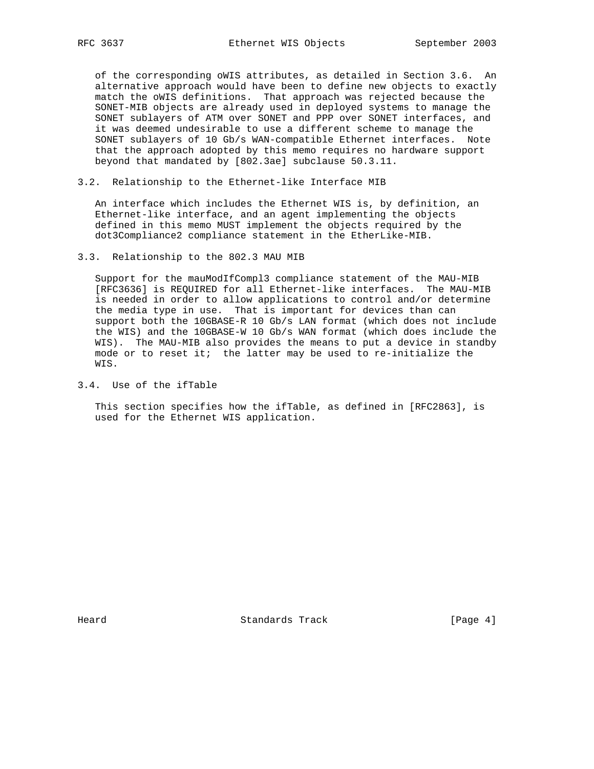of the corresponding oWIS attributes, as detailed in Section 3.6. An alternative approach would have been to define new objects to exactly match the oWIS definitions. That approach was rejected because the SONET-MIB objects are already used in deployed systems to manage the SONET sublayers of ATM over SONET and PPP over SONET interfaces, and it was deemed undesirable to use a different scheme to manage the SONET sublayers of 10 Gb/s WAN-compatible Ethernet interfaces. Note that the approach adopted by this memo requires no hardware support beyond that mandated by [802.3ae] subclause 50.3.11.

### 3.2. Relationship to the Ethernet-like Interface MIB

An interface which includes the Ethernet WIS is, by definition, an Ethernet-like interface, and an agent implementing the objects defined in this memo MUST implement the objects required by the dot3Compliance2 compliance statement in the EtherLike-MIB.

### 3.3. Relationship to the 802.3 MAU MIB

Support for the mauModIfCompl3 compliance statement of the MAU-MIB [RFC3636] is REQUIRED for all Ethernet-like interfaces. The MAU-MIB is needed in order to allow applications to control and/or determine the media type in use. That is important for devices than can support both the 10GBASE-R 10 Gb/s LAN format (which does not include the WIS) and the 10GBASE-W 10 Gb/s WAN format (which does include the WIS). The MAU-MIB also provides the means to put a device in standby mode or to reset it; the latter may be used to re-initialize the WIS.

### 3.4. Use of the ifTable

This section specifies how the ifTable, as defined in [RFC2863], is used for the Ethernet WIS application.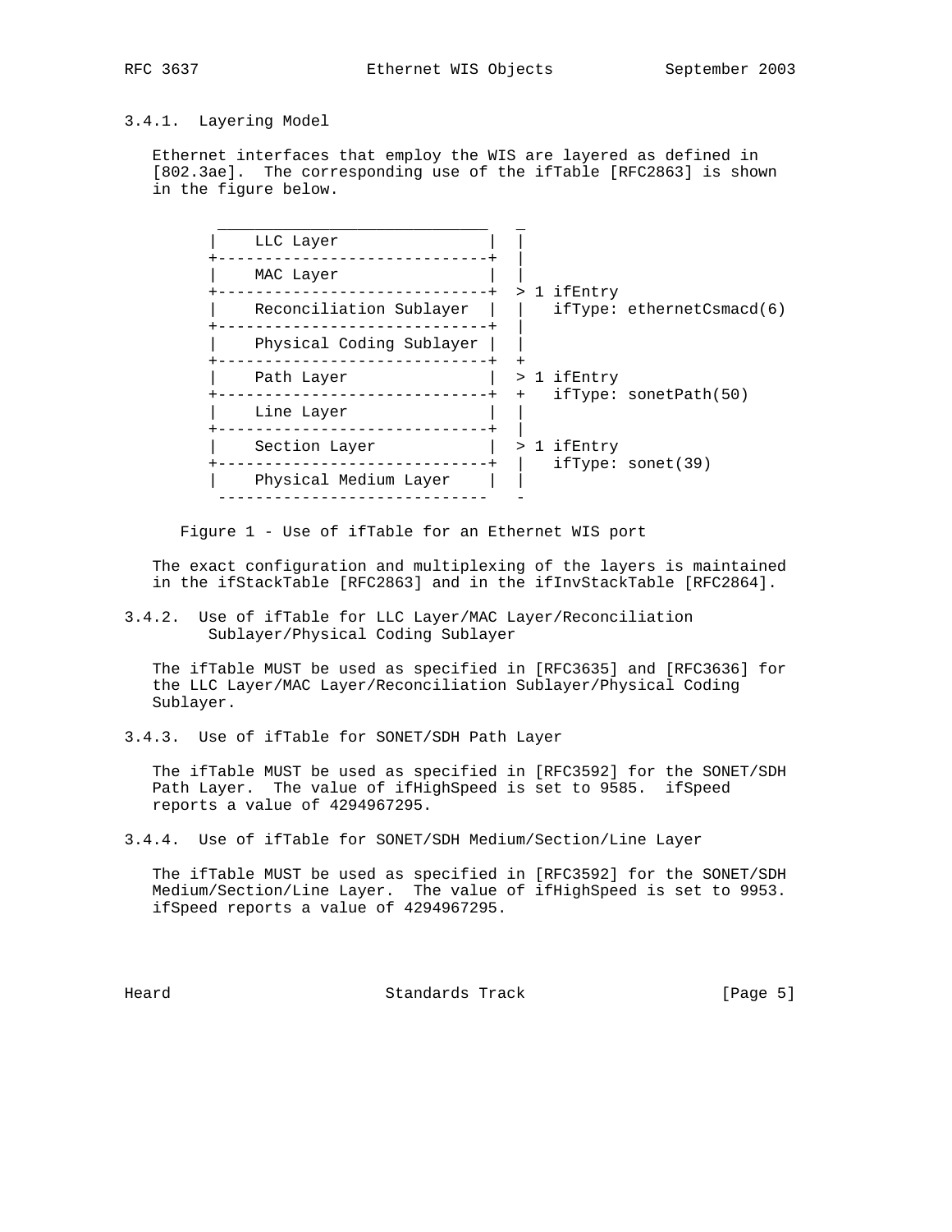### 3.4.1. Layering Model

Ethernet interfaces that employ the WIS are layered as defined in [802.3ae]. The corresponding use of the ifTable [RFC2863] is shown in the figure below.

```
          _____________________________    _
         |    LLC Layer                |  |
         +-----------------------------+  |
         |    MAC Layer                |  |
         +-----------------------------+  > 1 ifEntry
         |    Reconciliation Sublayer  |  |   ifType: ethernetCsmacd(6)
         +-----------------------------+  |
         |    Physical Coding Sublayer |  |
         +-----------------------------+  +
         |    Path Layer               |  > 1 ifEntry
         +-----------------------------+  +   ifType: sonetPath(50)
         |    Line Layer               |  |
         +-----------------------------+  |
         |    Section Layer            |  > 1 ifEntry
         +-----------------------------+  |   ifType: sonet(39)
         |    Physical Medium Layer    |  |
          -----------------------------   -
```

Figure 1 - Use of ifTable for an Ethernet WIS port

The exact configuration and multiplexing of the layers is maintained in the ifStackTable [RFC2863] and in the ifInvStackTable [RFC2864].

### 3.4.2. Use of ifTable for LLC Layer/MAC Layer/Reconciliation Sublayer/Physical Coding Sublayer

The ifTable MUST be used as specified in [RFC3635] and [RFC3636] for the LLC Layer/MAC Layer/Reconciliation Sublayer/Physical Coding Sublayer.

### 3.4.3. Use of ifTable for SONET/SDH Path Layer

The ifTable MUST be used as specified in [RFC3592] for the SONET/SDH Path Layer. The value of ifHighSpeed is set to 9585. ifSpeed reports a value of 4294967295.

### 3.4.4. Use of ifTable for SONET/SDH Medium/Section/Line Layer

The ifTable MUST be used as specified in [RFC3592] for the SONET/SDH Medium/Section/Line Layer. The value of ifHighSpeed is set to 9953. ifSpeed reports a value of 4294967295.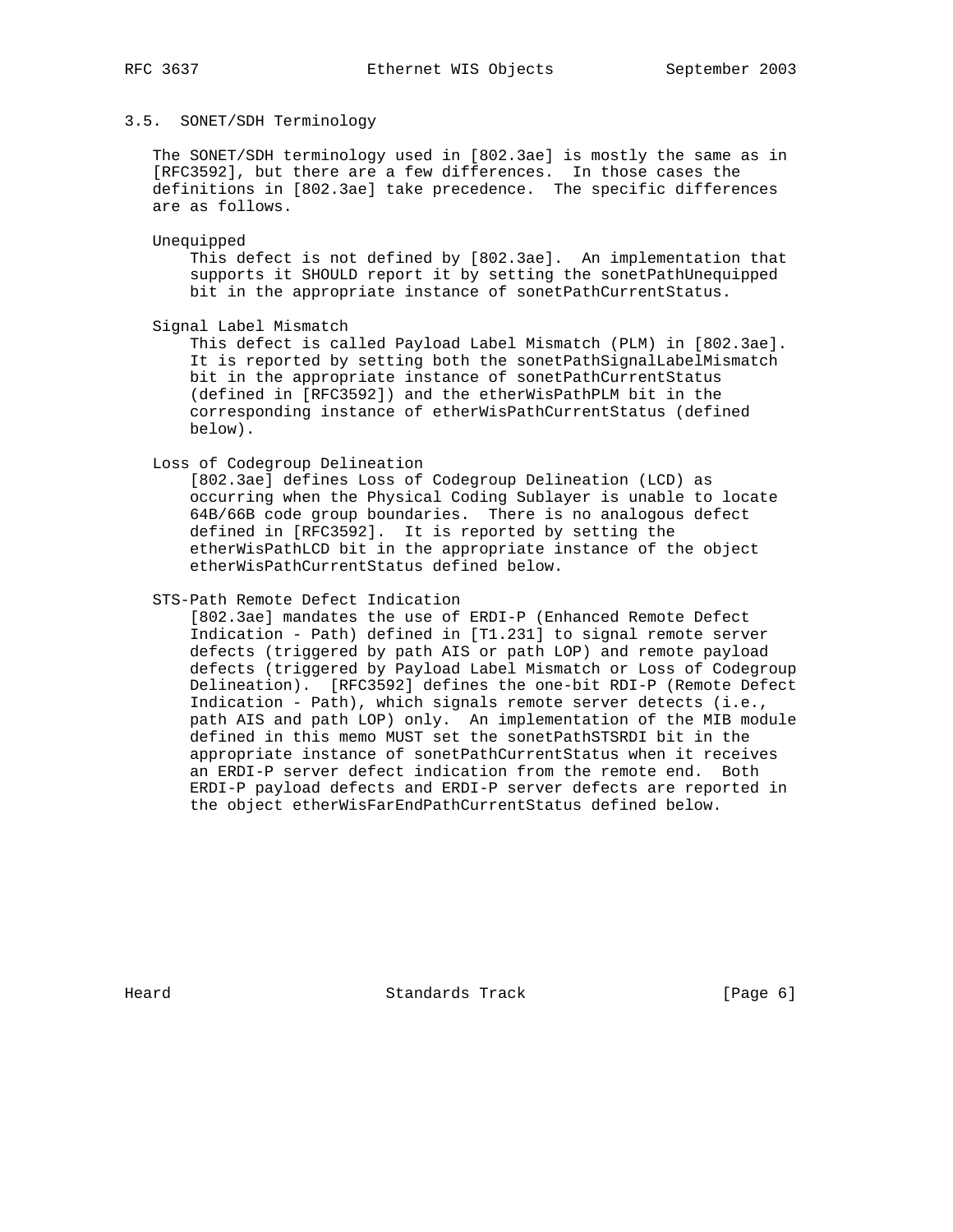### 3.5. SONET/SDH Terminology

The SONET/SDH terminology used in [802.3ae] is mostly the same as in [RFC3592], but there are a few differences. In those cases the definitions in [802.3ae] take precedence. The specific differences are as follows.

Unequipped
: This defect is not defined by [802.3ae]. An implementation that supports it SHOULD report it by setting the sonetPathUnequipped bit in the appropriate instance of sonetPathCurrentStatus.

Signal Label Mismatch
: This defect is called Payload Label Mismatch (PLM) in [802.3ae]. It is reported by setting both the sonetPathSignalLabelMismatch bit in the appropriate instance of sonetPathCurrentStatus (defined in [RFC3592]) and the etherWisPathPLM bit in the corresponding instance of etherWisPathCurrentStatus (defined below).

Loss of Codegroup Delineation
: [802.3ae] defines Loss of Codegroup Delineation (LCD) as occurring when the Physical Coding Sublayer is unable to locate 64B/66B code group boundaries. There is no analogous defect defined in [RFC3592]. It is reported by setting the etherWisPathLCD bit in the appropriate instance of the object etherWisPathCurrentStatus defined below.

STS-Path Remote Defect Indication
: [802.3ae] mandates the use of ERDI-P (Enhanced Remote Defect Indication - Path) defined in [T1.231] to signal remote server defects (triggered by path AIS or path LOP) and remote payload defects (triggered by Payload Label Mismatch or Loss of Codegroup Delineation). [RFC3592] defines the one-bit RDI-P (Remote Defect Indication - Path), which signals remote server detects (i.e., path AIS and path LOP) only. An implementation of the MIB module defined in this memo MUST set the sonetPathSTSRDI bit in the appropriate instance of sonetPathCurrentStatus when it receives an ERDI-P server defect indication from the remote end. Both ERDI-P payload defects and ERDI-P server defects are reported in the object etherWisFarEndPathCurrentStatus defined below.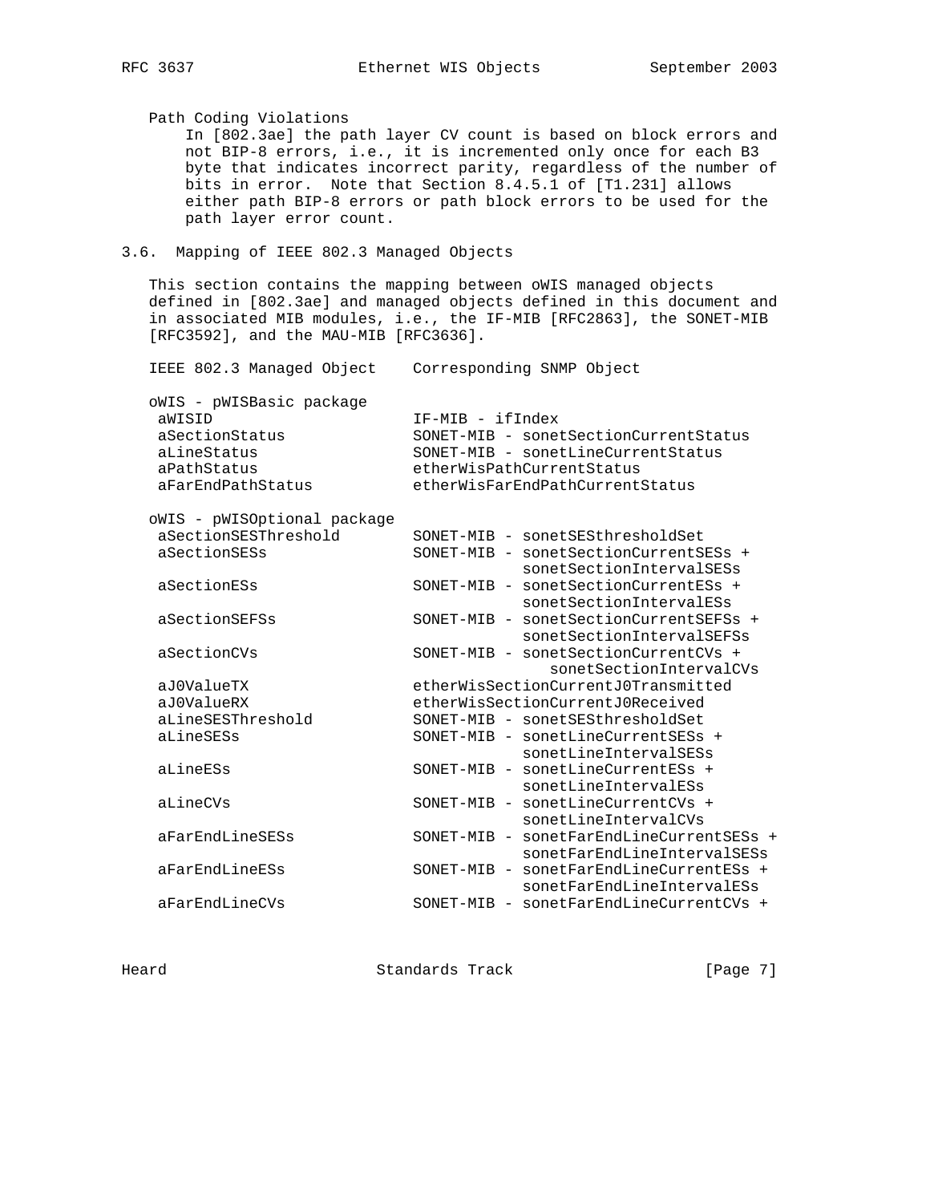Path Coding Violations

In [802.3ae] the path layer CV count is based on block errors and not BIP-8 errors, i.e., it is incremented only once for each B3 byte that indicates incorrect parity, regardless of the number of bits in error. Note that Section 8.4.5.1 of [T1.231] allows either path BIP-8 errors or path block errors to be used for the path layer error count.

## 3.6. Mapping of IEEE 802.3 Managed Objects

This section contains the mapping between oWIS managed objects defined in [802.3ae] and managed objects defined in this document and in associated MIB modules, i.e., the IF-MIB [RFC2863], the SONET-MIB [RFC3592], and the MAU-MIB [RFC3636].

```
IEEE 802.3 Managed Object    Corresponding SNMP Object

oWIS - pWISBasic package
 aWISID                      IF-MIB - ifIndex
 aSectionStatus              SONET-MIB - sonetSectionCurrentStatus
 aLineStatus                 SONET-MIB - sonetLineCurrentStatus
 aPathStatus                 etherWisPathCurrentStatus
 aFarEndPathStatus           etherWisFarEndPathCurrentStatus

oWIS - pWISOptional package
 aSectionSESThreshold        SONET-MIB - sonetSESthresholdSet
 aSectionSESs                SONET-MIB - sonetSectionCurrentSESs +
                                         sonetSectionIntervalSESs
 aSectionESs                 SONET-MIB - sonetSectionCurrentESs +
                                         sonetSectionIntervalESs
 aSectionSEFSs               SONET-MIB - sonetSectionCurrentSEFSs +
                                         sonetSectionIntervalSEFSs
 aSectionCVs                 SONET-MIB - sonetSectionCurrentCVs +
                                            sonetSectionIntervalCVs
 aJ0ValueTX                  etherWisSectionCurrentJ0Transmitted
 aJ0ValueRX                  etherWisSectionCurrentJ0Received
 aLineSESThreshold           SONET-MIB - sonetSESthresholdSet
 aLineSESs                   SONET-MIB - sonetLineCurrentSESs +
                                         sonetLineIntervalSESs
 aLineESs                    SONET-MIB - sonetLineCurrentESs +
                                         sonetLineIntervalESs
 aLineCVs                    SONET-MIB - sonetLineCurrentCVs +
                                         sonetLineIntervalCVs
 aFarEndLineSESs             SONET-MIB - sonetFarEndLineCurrentSESs +
                                         sonetFarEndLineIntervalSESs
 aFarEndLineESs              SONET-MIB - sonetFarEndLineCurrentESs +
                                         sonetFarEndLineIntervalESs
 aFarEndLineCVs              SONET-MIB - sonetFarEndLineCurrentCVs +
```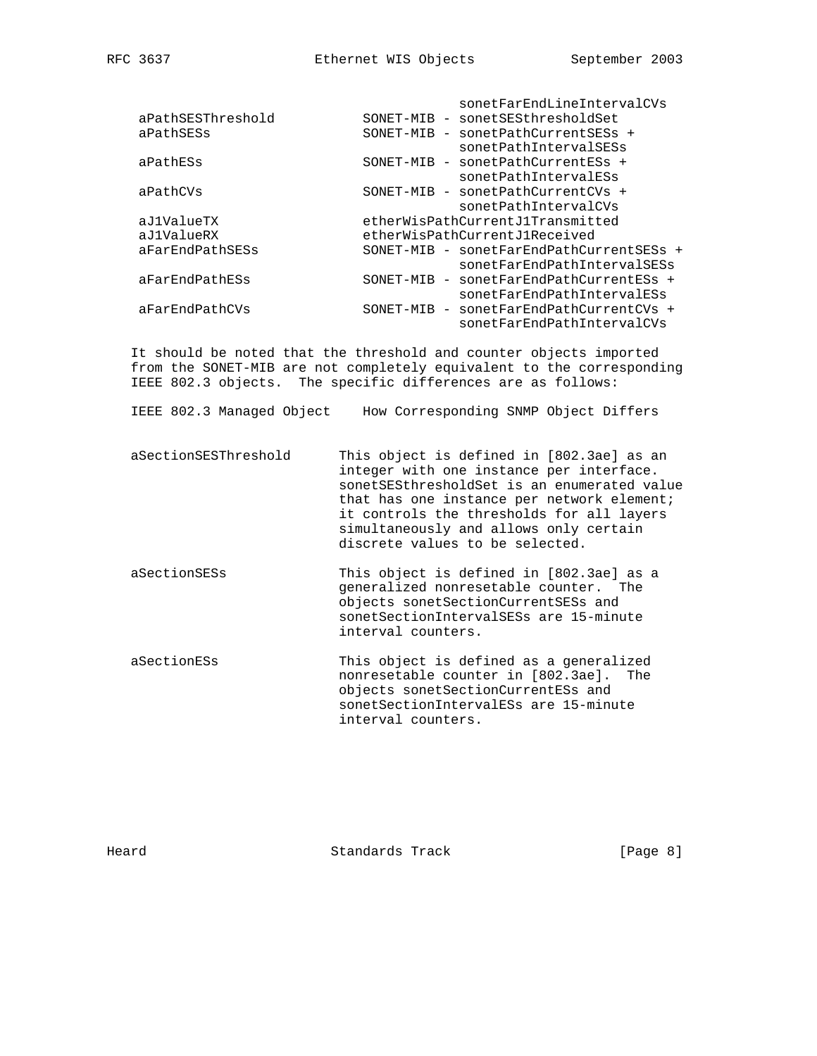| | |
|---|---|
| | sonetFarEndLineIntervalCVs |
| aPathSESThreshold | SONET-MIB - sonetSESthresholdSet |
| aPathSESs | SONET-MIB - sonetPathCurrentSESs + sonetPathIntervalSESs |
| aPathESs | SONET-MIB - sonetPathCurrentESs + sonetPathIntervalESs |
| aPathCVs | SONET-MIB - sonetPathCurrentCVs + sonetPathIntervalCVs |
| aJ1ValueTX | etherWisPathCurrentJ1Transmitted |
| aJ1ValueRX | etherWisPathCurrentJ1Received |
| aFarEndPathSESs | SONET-MIB - sonetFarEndPathCurrentSESs + sonetFarEndPathIntervalSESs |
| aFarEndPathESs | SONET-MIB - sonetFarEndPathCurrentESs + sonetFarEndPathIntervalESs |
| aFarEndPathCVs | SONET-MIB - sonetFarEndPathCurrentCVs + sonetFarEndPathIntervalCVs |

It should be noted that the threshold and counter objects imported from the SONET-MIB are not completely equivalent to the corresponding IEEE 802.3 objects. The specific differences are as follows:

| IEEE 802.3 Managed Object | How Corresponding SNMP Object Differs |
|---|---|
| aSectionSESThreshold | This object is defined in [802.3ae] as an integer with one instance per interface. sonetSESthresholdSet is an enumerated value that has one instance per network element; it controls the thresholds for all layers simultaneously and allows only certain discrete values to be selected. |
| aSectionSESs | This object is defined in [802.3ae] as a generalized nonresetable counter. The objects sonetSectionCurrentSESs and sonetSectionIntervalSESs are 15-minute interval counters. |
| aSectionESs | This object is defined as a generalized nonresetable counter in [802.3ae]. The objects sonetSectionCurrentESs and sonetSectionIntervalESs are 15-minute interval counters. |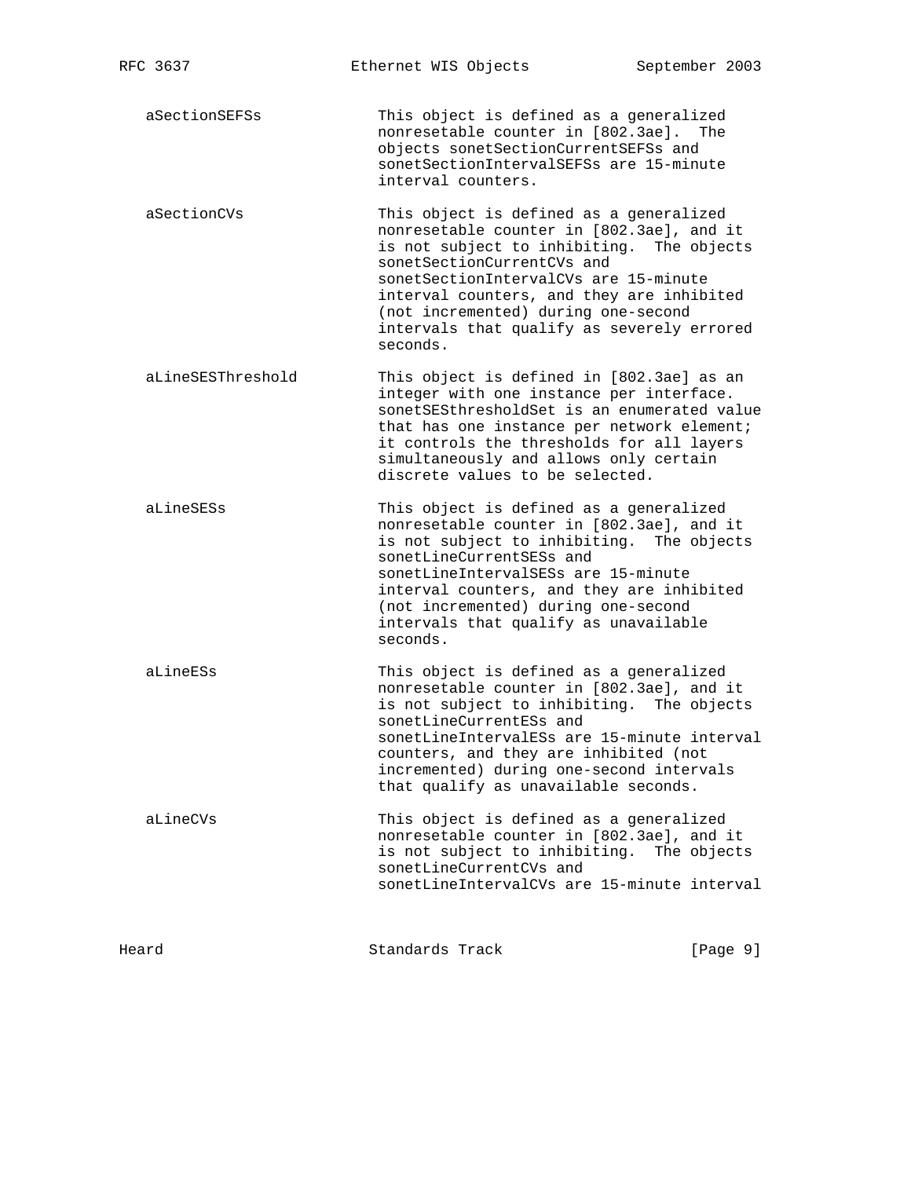aSectionSEFSs This object is defined as a generalized nonresetable counter in [802.3ae]. The objects sonetSectionCurrentSEFSs and sonetSectionIntervalSEFSs are 15-minute interval counters.

aSectionCVs This object is defined as a generalized nonresetable counter in [802.3ae], and it is not subject to inhibiting. The objects sonetSectionCurrentCVs and sonetSectionIntervalCVs are 15-minute interval counters, and they are inhibited (not incremented) during one-second intervals that qualify as severely errored seconds.

aLineSESThreshold This object is defined in [802.3ae] as an integer with one instance per interface. sonetSESthresholdSet is an enumerated value that has one instance per network element; it controls the thresholds for all layers simultaneously and allows only certain discrete values to be selected.

aLineSESs This object is defined as a generalized nonresetable counter in [802.3ae], and it is not subject to inhibiting. The objects sonetLineCurrentSESs and sonetLineIntervalSESs are 15-minute interval counters, and they are inhibited (not incremented) during one-second intervals that qualify as unavailable seconds.

aLineESs This object is defined as a generalized nonresetable counter in [802.3ae], and it is not subject to inhibiting. The objects sonetLineCurrentESs and sonetLineIntervalESs are 15-minute interval counters, and they are inhibited (not incremented) during one-second intervals that qualify as unavailable seconds.

aLineCVs This object is defined as a generalized nonresetable counter in [802.3ae], and it is not subject to inhibiting. The objects sonetLineCurrentCVs and sonetLineIntervalCVs are 15-minute interval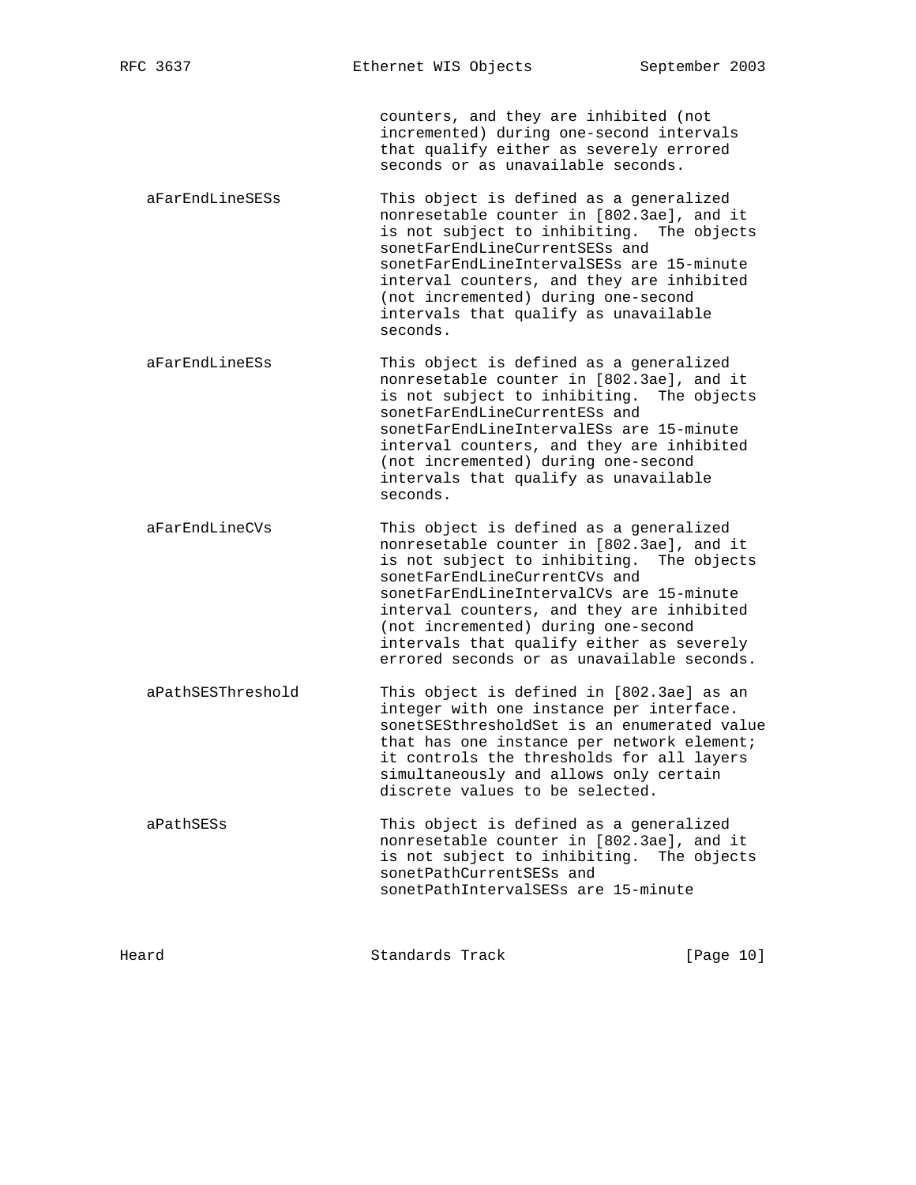counters, and they are inhibited (not incremented) during one-second intervals that qualify either as severely errored seconds or as unavailable seconds.

| | |
|---|---|
| aFarEndLineSESs | This object is defined as a generalized nonresetable counter in [802.3ae], and it is not subject to inhibiting. The objects sonetFarEndLineCurrentSESs and sonetFarEndLineIntervalSESs are 15-minute interval counters, and they are inhibited (not incremented) during one-second intervals that qualify as unavailable seconds. |
| aFarEndLineESs | This object is defined as a generalized nonresetable counter in [802.3ae], and it is not subject to inhibiting. The objects sonetFarEndLineCurrentESs and sonetFarEndLineIntervalESs are 15-minute interval counters, and they are inhibited (not incremented) during one-second intervals that qualify as unavailable seconds. |
| aFarEndLineCVs | This object is defined as a generalized nonresetable counter in [802.3ae], and it is not subject to inhibiting. The objects sonetFarEndLineCurrentCVs and sonetFarEndLineIntervalCVs are 15-minute interval counters, and they are inhibited (not incremented) during one-second intervals that qualify either as severely errored seconds or as unavailable seconds. |
| aPathSESThreshold | This object is defined in [802.3ae] as an integer with one instance per interface. sonetSESthresholdSet is an enumerated value that has one instance per network element; it controls the thresholds for all layers simultaneously and allows only certain discrete values to be selected. |
| aPathSESs | This object is defined as a generalized nonresetable counter in [802.3ae], and it is not subject to inhibiting. The objects sonetPathCurrentSESs and sonetPathIntervalSESs are 15-minute |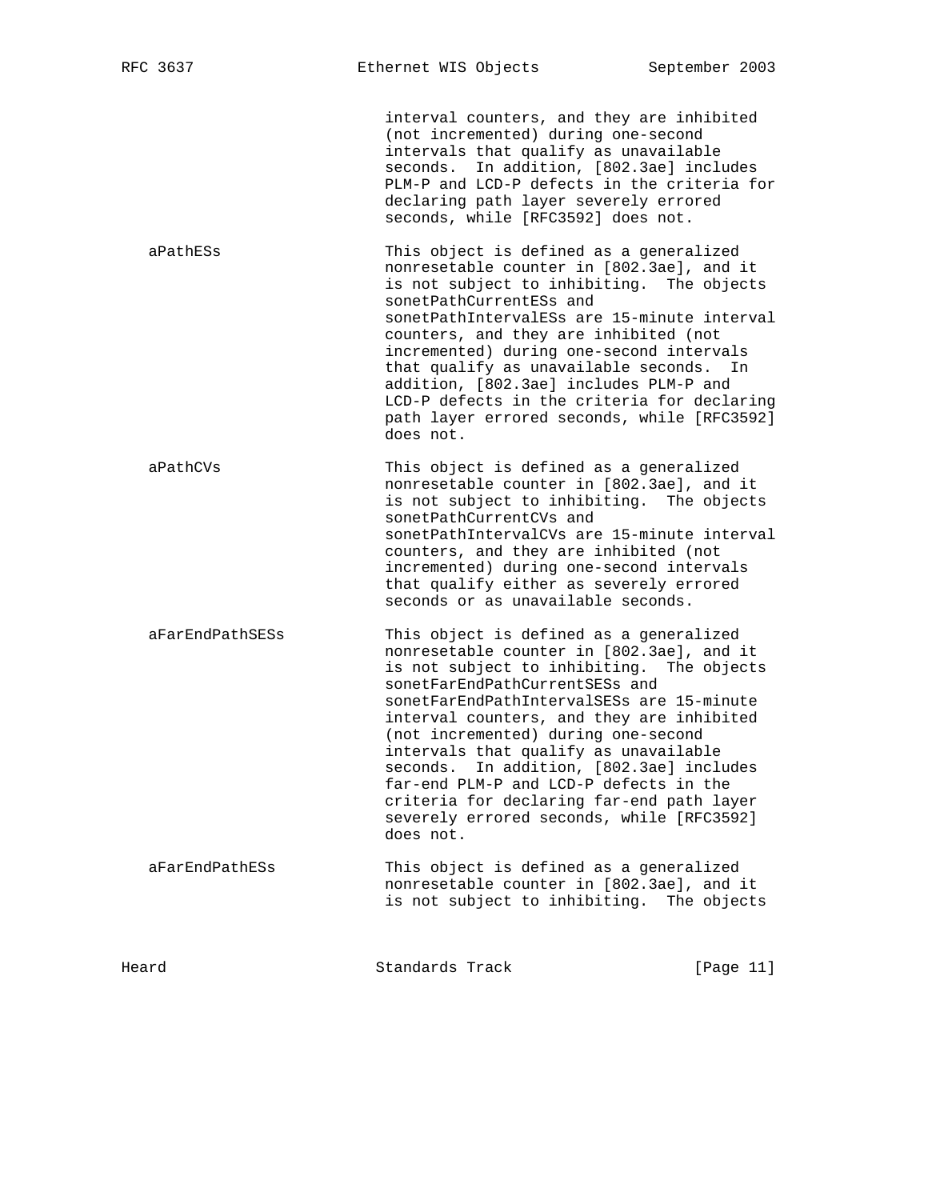interval counters, and they are inhibited (not incremented) during one-second intervals that qualify as unavailable seconds. In addition, [802.3ae] includes PLM-P and LCD-P defects in the criteria for declaring path layer severely errored seconds, while [RFC3592] does not.

aPathESs
: This object is defined as a generalized nonresetable counter in [802.3ae], and it is not subject to inhibiting. The objects sonetPathCurrentESs and sonetPathIntervalESs are 15-minute interval counters, and they are inhibited (not incremented) during one-second intervals that qualify as unavailable seconds. In addition, [802.3ae] includes PLM-P and LCD-P defects in the criteria for declaring path layer errored seconds, while [RFC3592] does not.

aPathCVs
: This object is defined as a generalized nonresetable counter in [802.3ae], and it is not subject to inhibiting. The objects sonetPathCurrentCVs and sonetPathIntervalCVs are 15-minute interval counters, and they are inhibited (not incremented) during one-second intervals that qualify either as severely errored seconds or as unavailable seconds.

aFarEndPathSESs
: This object is defined as a generalized nonresetable counter in [802.3ae], and it is not subject to inhibiting. The objects sonetFarEndPathCurrentSESs and sonetFarEndPathIntervalSESs are 15-minute interval counters, and they are inhibited (not incremented) during one-second intervals that qualify as unavailable seconds. In addition, [802.3ae] includes far-end PLM-P and LCD-P defects in the criteria for declaring far-end path layer severely errored seconds, while [RFC3592] does not.

aFarEndPathESs
: This object is defined as a generalized nonresetable counter in [802.3ae], and it is not subject to inhibiting. The objects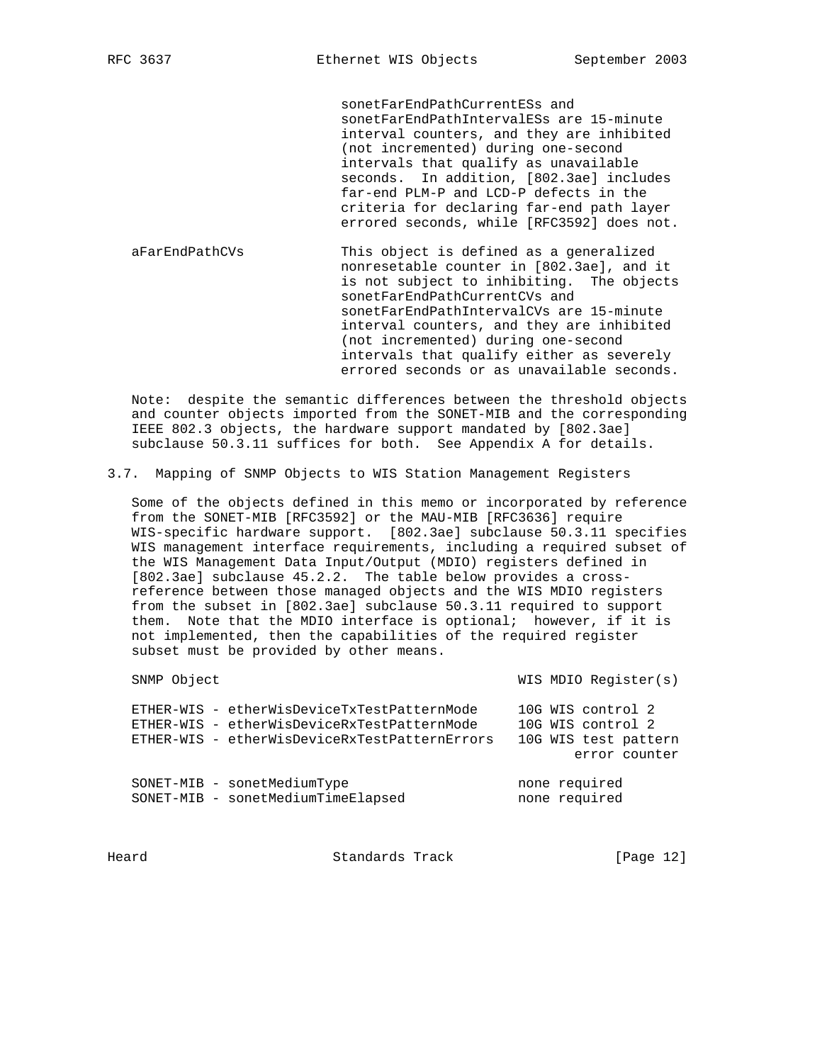sonetFarEndPathCurrentESs and sonetFarEndPathIntervalESs are 15-minute interval counters, and they are inhibited (not incremented) during one-second intervals that qualify as unavailable seconds. In addition, [802.3ae] includes far-end PLM-P and LCD-P defects in the criteria for declaring far-end path layer errored seconds, while [RFC3592] does not.

aFarEndPathCVs — This object is defined as a generalized nonresetable counter in [802.3ae], and it is not subject to inhibiting. The objects sonetFarEndPathCurrentCVs and sonetFarEndPathIntervalCVs are 15-minute interval counters, and they are inhibited (not incremented) during one-second intervals that qualify either as severely errored seconds or as unavailable seconds.

Note: despite the semantic differences between the threshold objects and counter objects imported from the SONET-MIB and the corresponding IEEE 802.3 objects, the hardware support mandated by [802.3ae] subclause 50.3.11 suffices for both. See Appendix A for details.

## 3.7. Mapping of SNMP Objects to WIS Station Management Registers

Some of the objects defined in this memo or incorporated by reference from the SONET-MIB [RFC3592] or the MAU-MIB [RFC3636] require WIS-specific hardware support. [802.3ae] subclause 50.3.11 specifies WIS management interface requirements, including a required subset of the WIS Management Data Input/Output (MDIO) registers defined in [802.3ae] subclause 45.2.2. The table below provides a cross-reference between those managed objects and the WIS MDIO registers from the subset in [802.3ae] subclause 50.3.11 required to support them. Note that the MDIO interface is optional; however, if it is not implemented, then the capabilities of the required register subset must be provided by other means.

| SNMP Object | WIS MDIO Register(s) |
|---|---|
| ETHER-WIS - etherWisDeviceTxTestPatternMode | 10G WIS control 2 |
| ETHER-WIS - etherWisDeviceRxTestPatternMode | 10G WIS control 2 |
| ETHER-WIS - etherWisDeviceRxTestPatternErrors | 10G WIS test pattern error counter |
| SONET-MIB - sonetMediumType | none required |
| SONET-MIB - sonetMediumTimeElapsed | none required |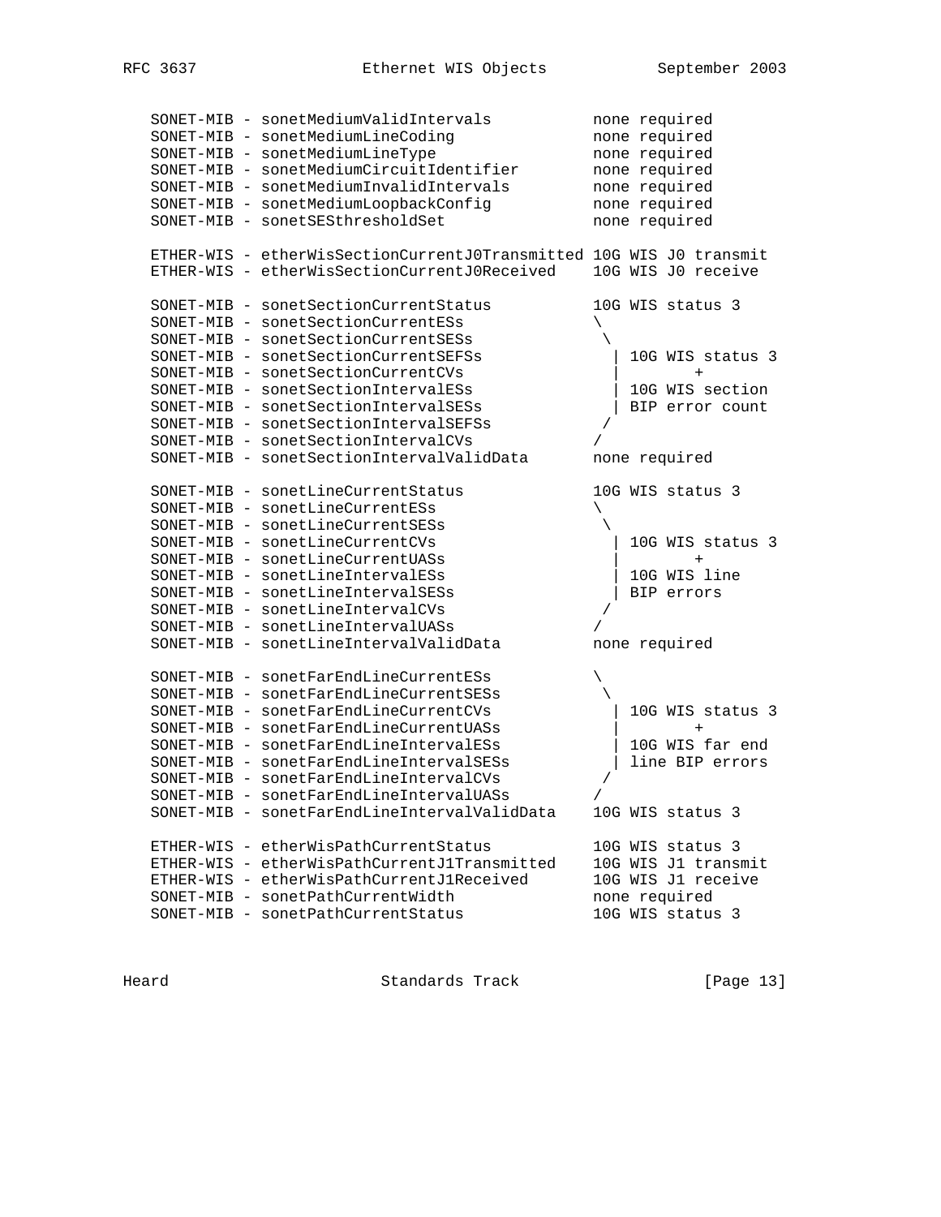```
   SONET-MIB - sonetMediumValidIntervals           none required
   SONET-MIB - sonetMediumLineCoding               none required
   SONET-MIB - sonetMediumLineType                 none required
   SONET-MIB - sonetMediumCircuitIdentifier        none required
   SONET-MIB - sonetMediumInvalidIntervals         none required
   SONET-MIB - sonetMediumLoopbackConfig           none required
   SONET-MIB - sonetSESthresholdSet                none required

   ETHER-WIS - etherWisSectionCurrentJ0Transmitted 10G WIS J0 transmit
   ETHER-WIS - etherWisSectionCurrentJ0Received    10G WIS J0 receive

   SONET-MIB - sonetSectionCurrentStatus           10G WIS status 3
   SONET-MIB - sonetSectionCurrentESs              \
   SONET-MIB - sonetSectionCurrentSESs              \
   SONET-MIB - sonetSectionCurrentSEFSs              | 10G WIS status 3
   SONET-MIB - sonetSectionCurrentCVs                |        +
   SONET-MIB - sonetSectionIntervalESs               | 10G WIS section
   SONET-MIB - sonetSectionIntervalSESs              | BIP error count
   SONET-MIB - sonetSectionIntervalSEFSs            /
   SONET-MIB - sonetSectionIntervalCVs             /
   SONET-MIB - sonetSectionIntervalValidData       none required

   SONET-MIB - sonetLineCurrentStatus              10G WIS status 3
   SONET-MIB - sonetLineCurrentESs                 \
   SONET-MIB - sonetLineCurrentSESs                 \
   SONET-MIB - sonetLineCurrentCVs                   | 10G WIS status 3
   SONET-MIB - sonetLineCurrentUASs                  |        +
   SONET-MIB - sonetLineIntervalESs                  | 10G WIS line
   SONET-MIB - sonetLineIntervalSESs                 | BIP errors
   SONET-MIB - sonetLineIntervalCVs                 /
   SONET-MIB - sonetLineIntervalUASs               /
   SONET-MIB - sonetLineIntervalValidData          none required

   SONET-MIB - sonetFarEndLineCurrentESs           \
   SONET-MIB - sonetFarEndLineCurrentSESs           \
   SONET-MIB - sonetFarEndLineCurrentCVs             | 10G WIS status 3
   SONET-MIB - sonetFarEndLineCurrentUASs            |        +
   SONET-MIB - sonetFarEndLineIntervalESs            | 10G WIS far end
   SONET-MIB - sonetFarEndLineIntervalSESs           | line BIP errors
   SONET-MIB - sonetFarEndLineIntervalCVs           /
   SONET-MIB - sonetFarEndLineIntervalUASs         /
   SONET-MIB - sonetFarEndLineIntervalValidData    10G WIS status 3

   ETHER-WIS - etherWisPathCurrentStatus           10G WIS status 3
   ETHER-WIS - etherWisPathCurrentJ1Transmitted    10G WIS J1 transmit
   ETHER-WIS - etherWisPathCurrentJ1Received       10G WIS J1 receive
   SONET-MIB - sonetPathCurrentWidth               none required
   SONET-MIB - sonetPathCurrentStatus              10G WIS status 3
```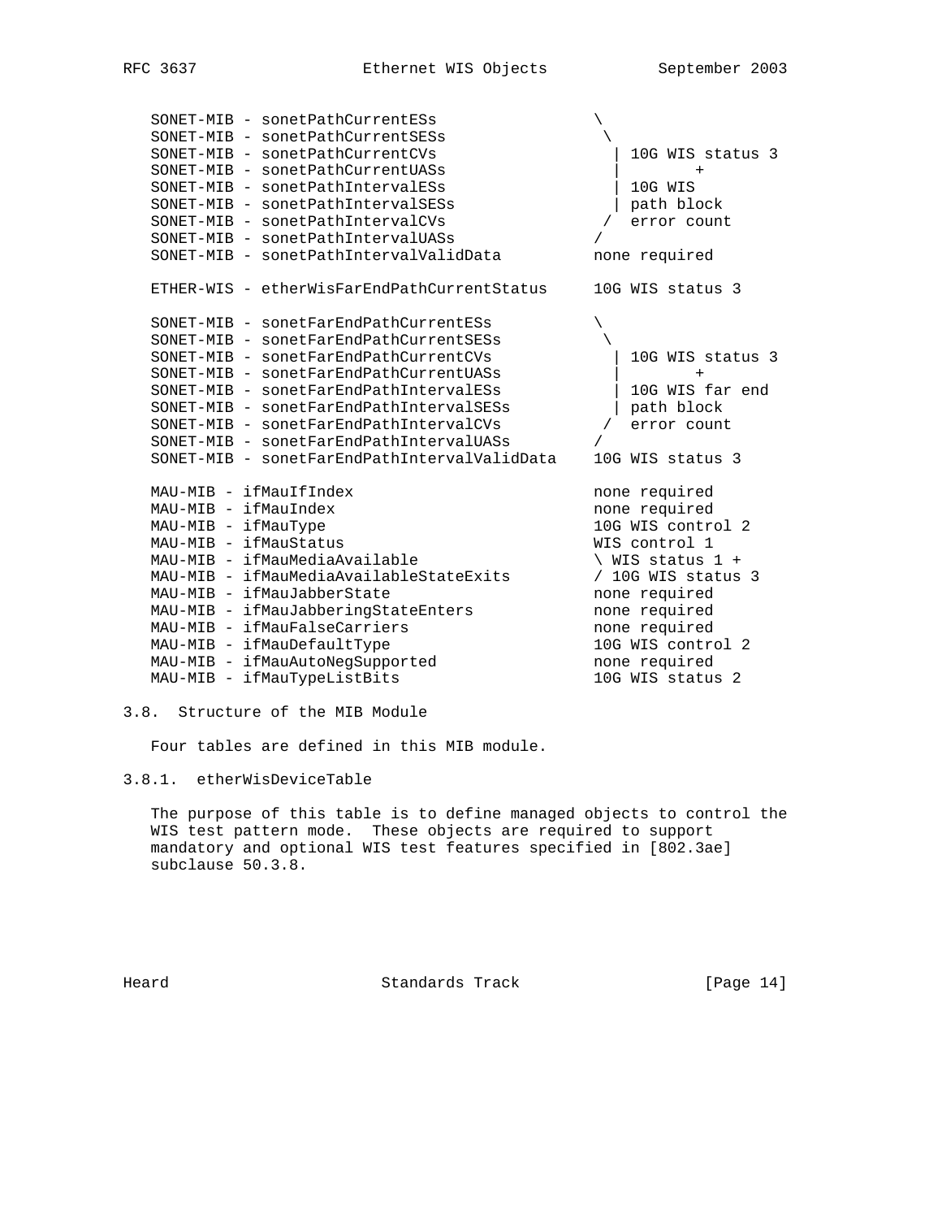```
   SONET-MIB - sonetPathCurrentESs               \
   SONET-MIB - sonetPathCurrentSESs               \
   SONET-MIB - sonetPathCurrentCVs                 | 10G WIS status 3
   SONET-MIB - sonetPathCurrentUASs                |       +
   SONET-MIB - sonetPathIntervalESs                | 10G WIS
   SONET-MIB - sonetPathIntervalSESs               | path block
   SONET-MIB - sonetPathIntervalCVs               /  error count
   SONET-MIB - sonetPathIntervalUASs             /
   SONET-MIB - sonetPathIntervalValidData        none required

   ETHER-WIS - etherWisFarEndPathCurrentStatus   10G WIS status 3

   SONET-MIB - sonetFarEndPathCurrentESs         \
   SONET-MIB - sonetFarEndPathCurrentSESs         \
   SONET-MIB - sonetFarEndPathCurrentCVs           | 10G WIS status 3
   SONET-MIB - sonetFarEndPathCurrentUASs          |       +
   SONET-MIB - sonetFarEndPathIntervalESs          | 10G WIS far end
   SONET-MIB - sonetFarEndPathIntervalSESs         | path block
   SONET-MIB - sonetFarEndPathIntervalCVs         /  error count
   SONET-MIB - sonetFarEndPathIntervalUASs       /
   SONET-MIB - sonetFarEndPathIntervalValidData  10G WIS status 3

   MAU-MIB - ifMauIfIndex                        none required
   MAU-MIB - ifMauIndex                          none required
   MAU-MIB - ifMauType                           10G WIS control 2
   MAU-MIB - ifMauStatus                         WIS control 1
   MAU-MIB - ifMauMediaAvailable                 \ WIS status 1 +
   MAU-MIB - ifMauMediaAvailableStateExits       / 10G WIS status 3
   MAU-MIB - ifMauJabberState                    none required
   MAU-MIB - ifMauJabberingStateEnters           none required
   MAU-MIB - ifMauFalseCarriers                  none required
   MAU-MIB - ifMauDefaultType                    10G WIS control 2
   MAU-MIB - ifMauAutoNegSupported               none required
   MAU-MIB - ifMauTypeListBits                   10G WIS status 2
```

### 3.8. Structure of the MIB Module

Four tables are defined in this MIB module.

#### 3.8.1. etherWisDeviceTable

The purpose of this table is to define managed objects to control the WIS test pattern mode. These objects are required to support mandatory and optional WIS test features specified in [802.3ae] subclause 50.3.8.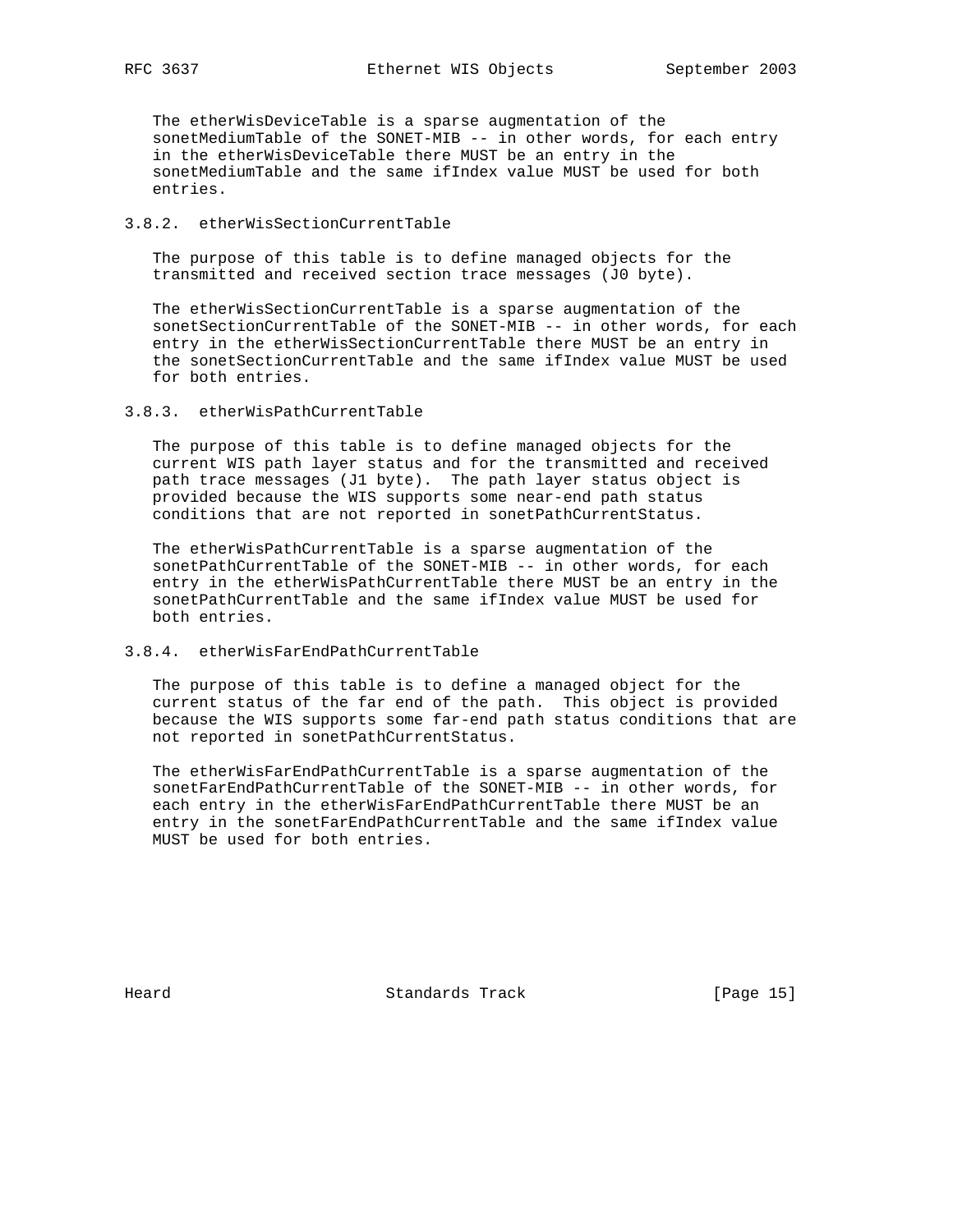The etherWisDeviceTable is a sparse augmentation of the sonetMediumTable of the SONET-MIB -- in other words, for each entry in the etherWisDeviceTable there MUST be an entry in the sonetMediumTable and the same ifIndex value MUST be used for both entries.

### 3.8.2. etherWisSectionCurrentTable

The purpose of this table is to define managed objects for the transmitted and received section trace messages (J0 byte).

The etherWisSectionCurrentTable is a sparse augmentation of the sonetSectionCurrentTable of the SONET-MIB -- in other words, for each entry in the etherWisSectionCurrentTable there MUST be an entry in the sonetSectionCurrentTable and the same ifIndex value MUST be used for both entries.

### 3.8.3. etherWisPathCurrentTable

The purpose of this table is to define managed objects for the current WIS path layer status and for the transmitted and received path trace messages (J1 byte). The path layer status object is provided because the WIS supports some near-end path status conditions that are not reported in sonetPathCurrentStatus.

The etherWisPathCurrentTable is a sparse augmentation of the sonetPathCurrentTable of the SONET-MIB -- in other words, for each entry in the etherWisPathCurrentTable there MUST be an entry in the sonetPathCurrentTable and the same ifIndex value MUST be used for both entries.

### 3.8.4. etherWisFarEndPathCurrentTable

The purpose of this table is to define a managed object for the current status of the far end of the path. This object is provided because the WIS supports some far-end path status conditions that are not reported in sonetPathCurrentStatus.

The etherWisFarEndPathCurrentTable is a sparse augmentation of the sonetFarEndPathCurrentTable of the SONET-MIB -- in other words, for each entry in the etherWisFarEndPathCurrentTable there MUST be an entry in the sonetFarEndPathCurrentTable and the same ifIndex value MUST be used for both entries.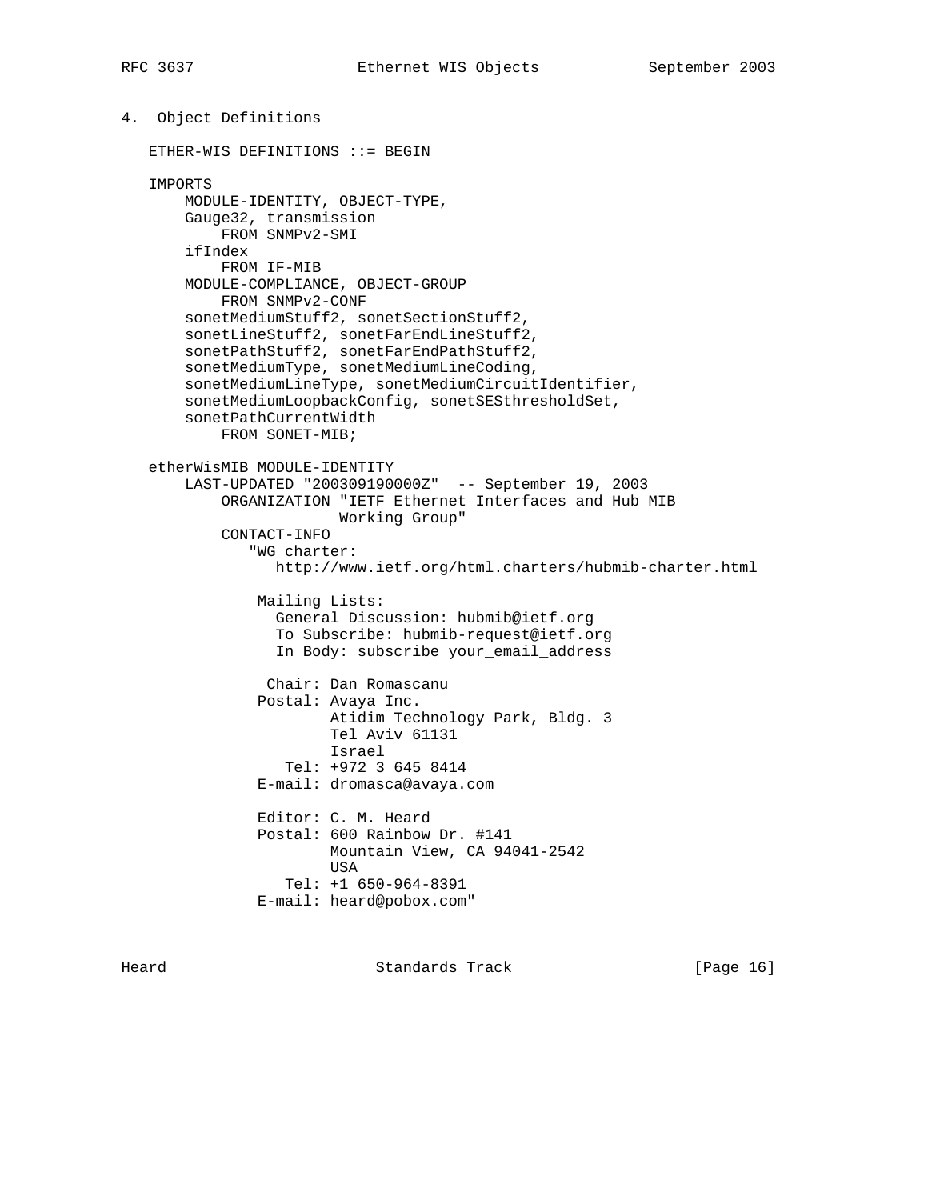## 4. Object Definitions

```
   ETHER-WIS DEFINITIONS ::= BEGIN

   IMPORTS
       MODULE-IDENTITY, OBJECT-TYPE,
       Gauge32, transmission
           FROM SNMPv2-SMI
       ifIndex
           FROM IF-MIB
       MODULE-COMPLIANCE, OBJECT-GROUP
           FROM SNMPv2-CONF
       sonetMediumStuff2, sonetSectionStuff2,
       sonetLineStuff2, sonetFarEndLineStuff2,
       sonetPathStuff2, sonetFarEndPathStuff2,
       sonetMediumType, sonetMediumLineCoding,
       sonetMediumLineType, sonetMediumCircuitIdentifier,
       sonetMediumLoopbackConfig, sonetSESthresholdSet,
       sonetPathCurrentWidth
           FROM SONET-MIB;

   etherWisMIB MODULE-IDENTITY
       LAST-UPDATED "200309190000Z"  -- September 19, 2003
           ORGANIZATION "IETF Ethernet Interfaces and Hub MIB
                        Working Group"
           CONTACT-INFO
              "WG charter:
                 http://www.ietf.org/html.charters/hubmib-charter.html

               Mailing Lists:
                 General Discussion: hubmib@ietf.org
                 To Subscribe: hubmib-request@ietf.org
                 In Body: subscribe your_email_address

                Chair: Dan Romascanu
               Postal: Avaya Inc.
                       Atidim Technology Park, Bldg. 3
                       Tel Aviv 61131
                       Israel
                  Tel: +972 3 645 8414
               E-mail: dromasca@avaya.com

               Editor: C. M. Heard
               Postal: 600 Rainbow Dr. #141
                       Mountain View, CA 94041-2542
                       USA
                  Tel: +1 650-964-8391
               E-mail: heard@pobox.com"
```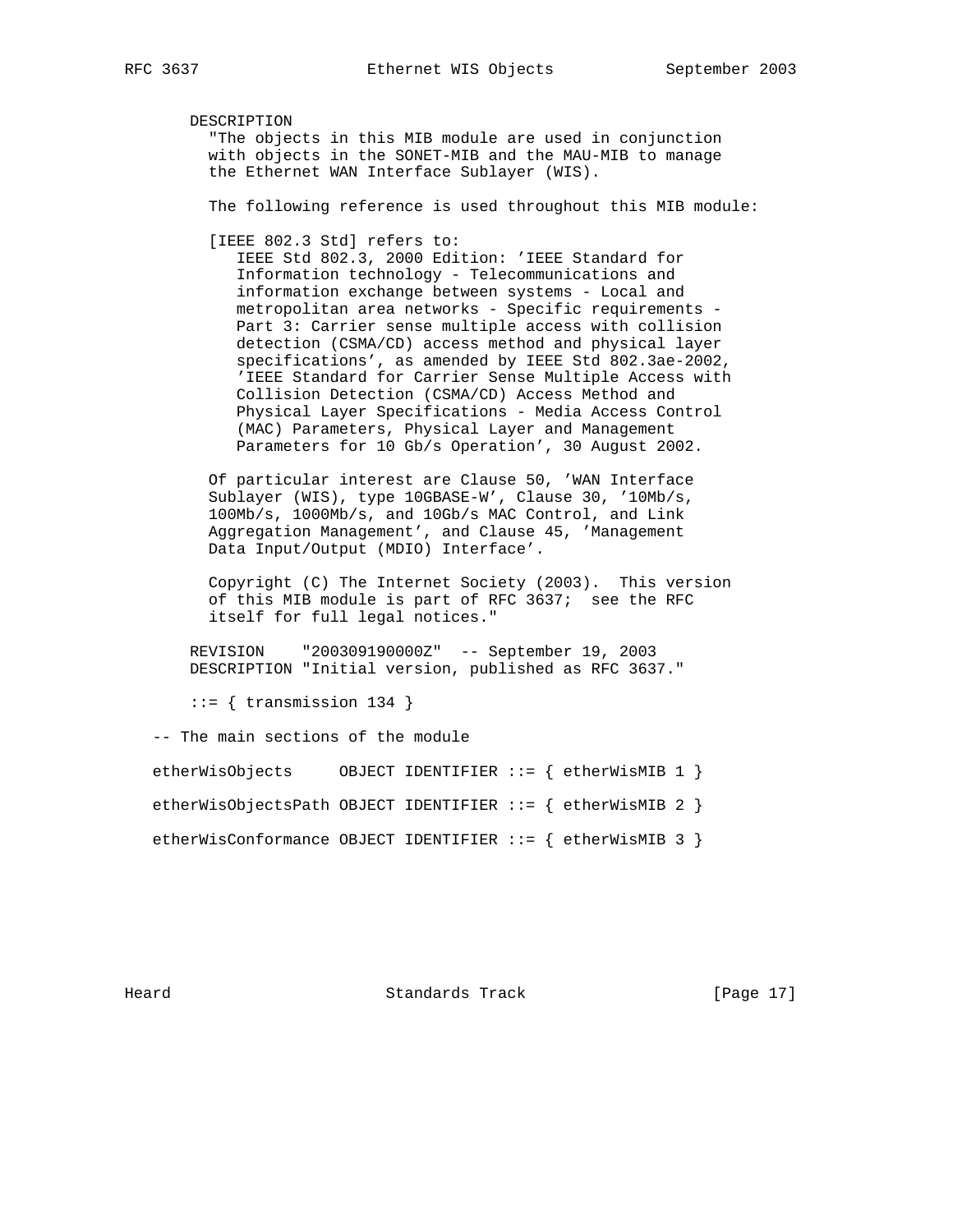```
       DESCRIPTION
         "The objects in this MIB module are used in conjunction
         with objects in the SONET-MIB and the MAU-MIB to manage
         the Ethernet WAN Interface Sublayer (WIS).

         The following reference is used throughout this MIB module:

         [IEEE 802.3 Std] refers to:
            IEEE Std 802.3, 2000 Edition: 'IEEE Standard for
            Information technology - Telecommunications and
            information exchange between systems - Local and
            metropolitan area networks - Specific requirements -
            Part 3: Carrier sense multiple access with collision
            detection (CSMA/CD) access method and physical layer
            specifications', as amended by IEEE Std 802.3ae-2002,
            'IEEE Standard for Carrier Sense Multiple Access with
            Collision Detection (CSMA/CD) Access Method and
            Physical Layer Specifications - Media Access Control
            (MAC) Parameters, Physical Layer and Management
            Parameters for 10 Gb/s Operation', 30 August 2002.

         Of particular interest are Clause 50, 'WAN Interface
         Sublayer (WIS), type 10GBASE-W', Clause 30, '10Mb/s,
         100Mb/s, 1000Mb/s, and 10Gb/s MAC Control, and Link
         Aggregation Management', and Clause 45, 'Management
         Data Input/Output (MDIO) Interface'.

         Copyright (C) The Internet Society (2003).  This version
         of this MIB module is part of RFC 3637;  see the RFC
         itself for full legal notices."

       REVISION    "200309190000Z"  -- September 19, 2003
       DESCRIPTION "Initial version, published as RFC 3637."

       ::= { transmission 134 }

   -- The main sections of the module

   etherWisObjects     OBJECT IDENTIFIER ::= { etherWisMIB 1 }

   etherWisObjectsPath OBJECT IDENTIFIER ::= { etherWisMIB 2 }

   etherWisConformance OBJECT IDENTIFIER ::= { etherWisMIB 3 }
```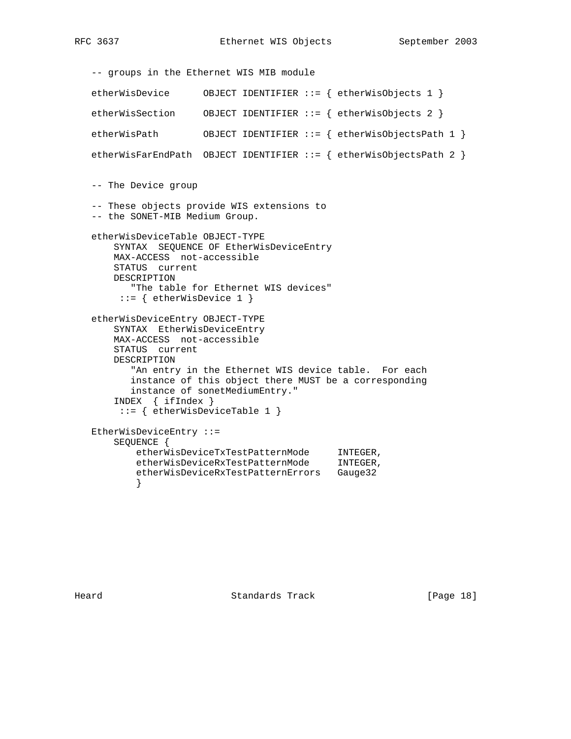```
   -- groups in the Ethernet WIS MIB module

   etherWisDevice      OBJECT IDENTIFIER ::= { etherWisObjects 1 }

   etherWisSection     OBJECT IDENTIFIER ::= { etherWisObjects 2 }

   etherWisPath        OBJECT IDENTIFIER ::= { etherWisObjectsPath 1 }

   etherWisFarEndPath  OBJECT IDENTIFIER ::= { etherWisObjectsPath 2 }


   -- The Device group

   -- These objects provide WIS extensions to
   -- the SONET-MIB Medium Group.

   etherWisDeviceTable OBJECT-TYPE
       SYNTAX  SEQUENCE OF EtherWisDeviceEntry
       MAX-ACCESS  not-accessible
       STATUS  current
       DESCRIPTION
          "The table for Ethernet WIS devices"
        ::= { etherWisDevice 1 }

   etherWisDeviceEntry OBJECT-TYPE
       SYNTAX  EtherWisDeviceEntry
       MAX-ACCESS  not-accessible
       STATUS  current
       DESCRIPTION
          "An entry in the Ethernet WIS device table.  For each
          instance of this object there MUST be a corresponding
          instance of sonetMediumEntry."
       INDEX  { ifIndex }
        ::= { etherWisDeviceTable 1 }

   EtherWisDeviceEntry ::=
       SEQUENCE {
           etherWisDeviceTxTestPatternMode     INTEGER,
           etherWisDeviceRxTestPatternMode     INTEGER,
           etherWisDeviceRxTestPatternErrors   Gauge32
           }
```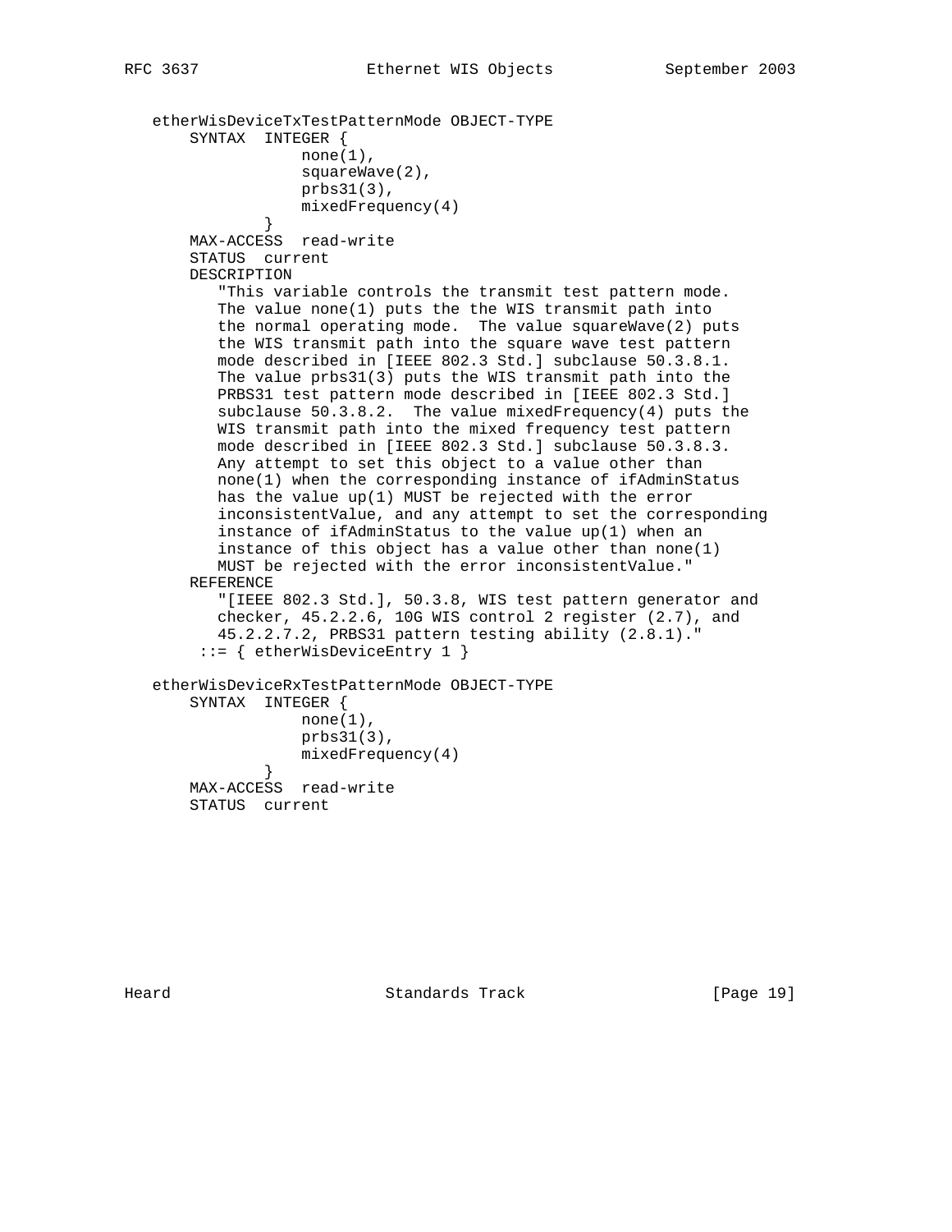```
   etherWisDeviceTxTestPatternMode OBJECT-TYPE
       SYNTAX  INTEGER {
                   none(1),
                   squareWave(2),
                   prbs31(3),
                   mixedFrequency(4)
               }
       MAX-ACCESS  read-write
       STATUS  current
       DESCRIPTION
          "This variable controls the transmit test pattern mode.
          The value none(1) puts the the WIS transmit path into
          the normal operating mode.  The value squareWave(2) puts
          the WIS transmit path into the square wave test pattern
          mode described in [IEEE 802.3 Std.] subclause 50.3.8.1.
          The value prbs31(3) puts the WIS transmit path into the
          PRBS31 test pattern mode described in [IEEE 802.3 Std.]
          subclause 50.3.8.2.  The value mixedFrequency(4) puts the
          WIS transmit path into the mixed frequency test pattern
          mode described in [IEEE 802.3 Std.] subclause 50.3.8.3.
          Any attempt to set this object to a value other than
          none(1) when the corresponding instance of ifAdminStatus
          has the value up(1) MUST be rejected with the error
          inconsistentValue, and any attempt to set the corresponding
          instance of ifAdminStatus to the value up(1) when an
          instance of this object has a value other than none(1)
          MUST be rejected with the error inconsistentValue."
       REFERENCE
          "[IEEE 802.3 Std.], 50.3.8, WIS test pattern generator and
          checker, 45.2.2.6, 10G WIS control 2 register (2.7), and
          45.2.2.7.2, PRBS31 pattern testing ability (2.8.1)."
        ::= { etherWisDeviceEntry 1 }

   etherWisDeviceRxTestPatternMode OBJECT-TYPE
       SYNTAX  INTEGER {
                   none(1),
                   prbs31(3),
                   mixedFrequency(4)
               }
       MAX-ACCESS  read-write
       STATUS  current
```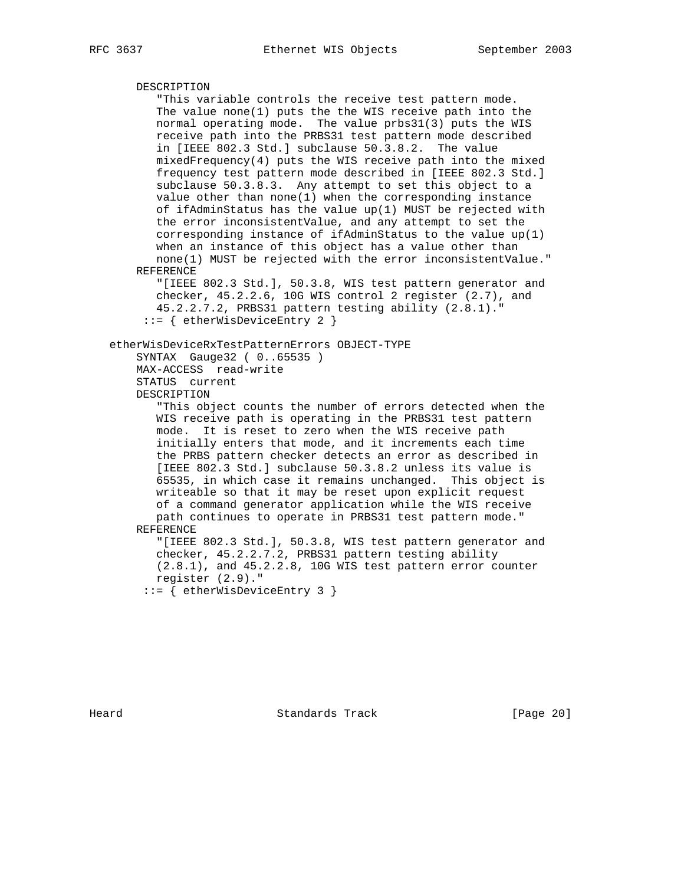```
       DESCRIPTION
          "This variable controls the receive test pattern mode.
          The value none(1) puts the the WIS receive path into the
          normal operating mode.  The value prbs31(3) puts the WIS
          receive path into the PRBS31 test pattern mode described
          in [IEEE 802.3 Std.] subclause 50.3.8.2.  The value
          mixedFrequency(4) puts the WIS receive path into the mixed
          frequency test pattern mode described in [IEEE 802.3 Std.]
          subclause 50.3.8.3.  Any attempt to set this object to a
          value other than none(1) when the corresponding instance
          of ifAdminStatus has the value up(1) MUST be rejected with
          the error inconsistentValue, and any attempt to set the
          corresponding instance of ifAdminStatus to the value up(1)
          when an instance of this object has a value other than
          none(1) MUST be rejected with the error inconsistentValue."
       REFERENCE
          "[IEEE 802.3 Std.], 50.3.8, WIS test pattern generator and
          checker, 45.2.2.6, 10G WIS control 2 register (2.7), and
          45.2.2.7.2, PRBS31 pattern testing ability (2.8.1)."
        ::= { etherWisDeviceEntry 2 }

   etherWisDeviceRxTestPatternErrors OBJECT-TYPE
       SYNTAX  Gauge32 ( 0..65535 )
       MAX-ACCESS  read-write
       STATUS  current
       DESCRIPTION
          "This object counts the number of errors detected when the
          WIS receive path is operating in the PRBS31 test pattern
          mode.  It is reset to zero when the WIS receive path
          initially enters that mode, and it increments each time
          the PRBS pattern checker detects an error as described in
          [IEEE 802.3 Std.] subclause 50.3.8.2 unless its value is
          65535, in which case it remains unchanged.  This object is
          writeable so that it may be reset upon explicit request
          of a command generator application while the WIS receive
          path continues to operate in PRBS31 test pattern mode."
       REFERENCE
          "[IEEE 802.3 Std.], 50.3.8, WIS test pattern generator and
          checker, 45.2.2.7.2, PRBS31 pattern testing ability
          (2.8.1), and 45.2.2.8, 10G WIS test pattern error counter
          register (2.9)."
        ::= { etherWisDeviceEntry 3 }
```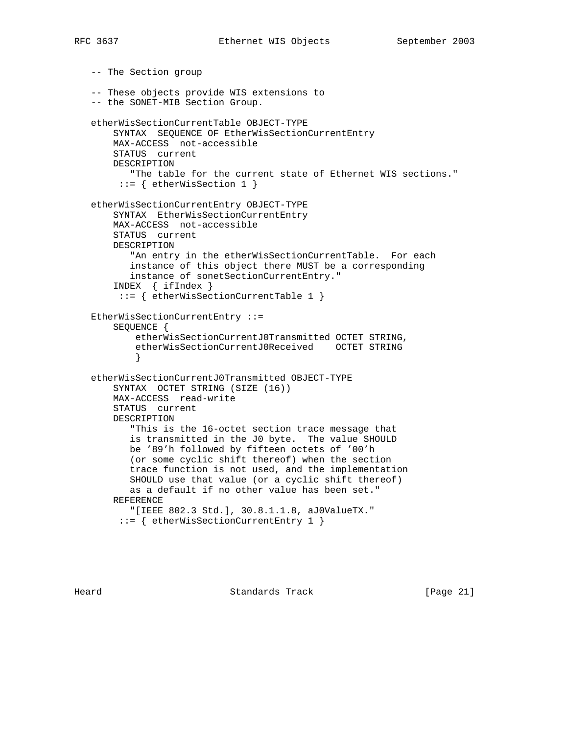```
   -- The Section group

   -- These objects provide WIS extensions to
   -- the SONET-MIB Section Group.

   etherWisSectionCurrentTable OBJECT-TYPE
       SYNTAX  SEQUENCE OF EtherWisSectionCurrentEntry
       MAX-ACCESS  not-accessible
       STATUS  current
       DESCRIPTION
          "The table for the current state of Ethernet WIS sections."
        ::= { etherWisSection 1 }

   etherWisSectionCurrentEntry OBJECT-TYPE
       SYNTAX  EtherWisSectionCurrentEntry
       MAX-ACCESS  not-accessible
       STATUS  current
       DESCRIPTION
          "An entry in the etherWisSectionCurrentTable.  For each
          instance of this object there MUST be a corresponding
          instance of sonetSectionCurrentEntry."
       INDEX  { ifIndex }
        ::= { etherWisSectionCurrentTable 1 }

   EtherWisSectionCurrentEntry ::=
       SEQUENCE {
           etherWisSectionCurrentJ0Transmitted OCTET STRING,
           etherWisSectionCurrentJ0Received    OCTET STRING
           }

   etherWisSectionCurrentJ0Transmitted OBJECT-TYPE
       SYNTAX  OCTET STRING (SIZE (16))
       MAX-ACCESS  read-write
       STATUS  current
       DESCRIPTION
          "This is the 16-octet section trace message that
          is transmitted in the J0 byte.  The value SHOULD
          be '89'h followed by fifteen octets of '00'h
          (or some cyclic shift thereof) when the section
          trace function is not used, and the implementation
          SHOULD use that value (or a cyclic shift thereof)
          as a default if no other value has been set."
       REFERENCE
          "[IEEE 802.3 Std.], 30.8.1.1.8, aJ0ValueTX."
        ::= { etherWisSectionCurrentEntry 1 }
```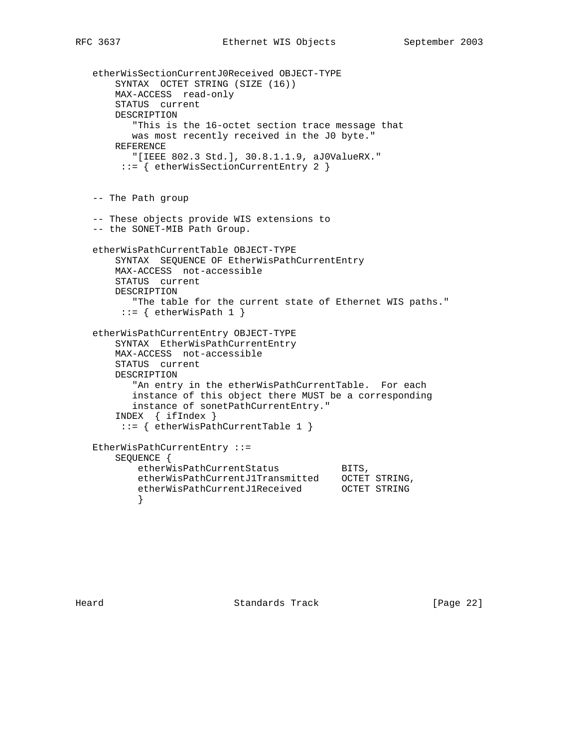```
   etherWisSectionCurrentJ0Received OBJECT-TYPE
       SYNTAX  OCTET STRING (SIZE (16))
       MAX-ACCESS  read-only
       STATUS  current
       DESCRIPTION
          "This is the 16-octet section trace message that
          was most recently received in the J0 byte."
       REFERENCE
          "[IEEE 802.3 Std.], 30.8.1.1.9, aJ0ValueRX."
        ::= { etherWisSectionCurrentEntry 2 }


   -- The Path group

   -- These objects provide WIS extensions to
   -- the SONET-MIB Path Group.

   etherWisPathCurrentTable OBJECT-TYPE
       SYNTAX  SEQUENCE OF EtherWisPathCurrentEntry
       MAX-ACCESS  not-accessible
       STATUS  current
       DESCRIPTION
          "The table for the current state of Ethernet WIS paths."
        ::= { etherWisPath 1 }

   etherWisPathCurrentEntry OBJECT-TYPE
       SYNTAX  EtherWisPathCurrentEntry
       MAX-ACCESS  not-accessible
       STATUS  current
       DESCRIPTION
          "An entry in the etherWisPathCurrentTable.  For each
          instance of this object there MUST be a corresponding
          instance of sonetPathCurrentEntry."
       INDEX  { ifIndex }
        ::= { etherWisPathCurrentTable 1 }

   EtherWisPathCurrentEntry ::=
       SEQUENCE {
           etherWisPathCurrentStatus           BITS,
           etherWisPathCurrentJ1Transmitted    OCTET STRING,
           etherWisPathCurrentJ1Received       OCTET STRING
           }
```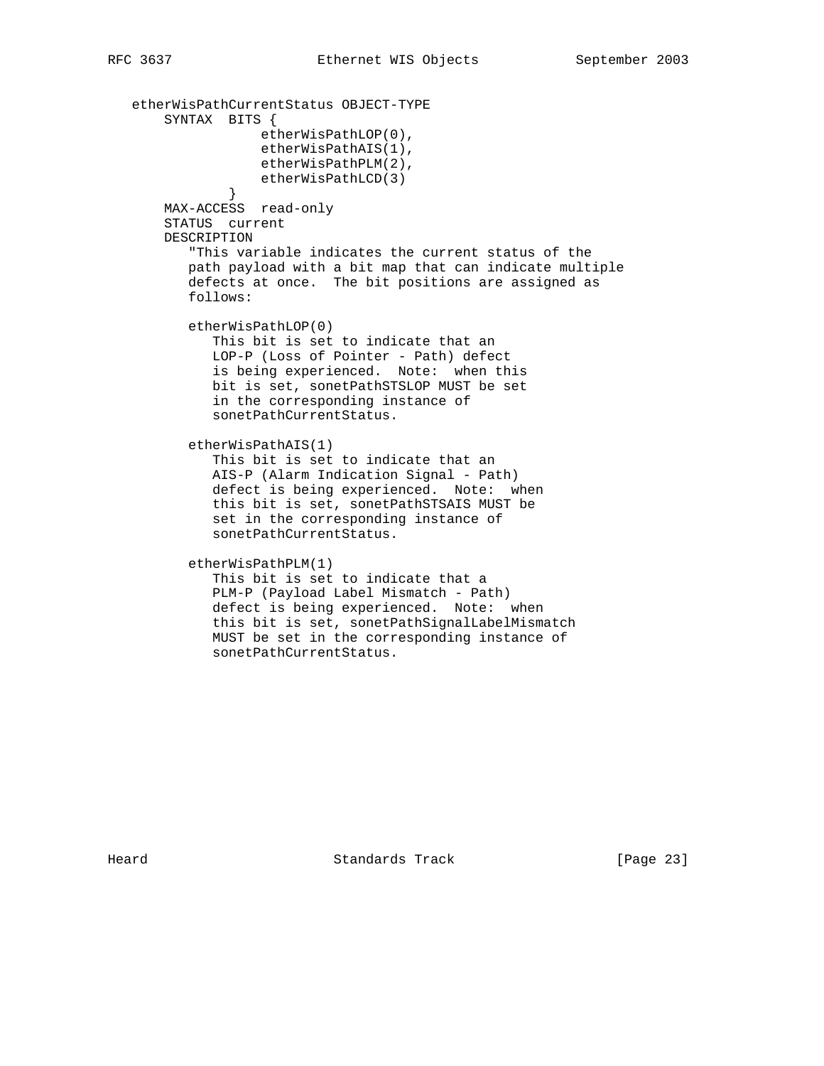```
   etherWisPathCurrentStatus OBJECT-TYPE
       SYNTAX  BITS {
                   etherWisPathLOP(0),
                   etherWisPathAIS(1),
                   etherWisPathPLM(2),
                   etherWisPathLCD(3)
               }
       MAX-ACCESS  read-only
       STATUS  current
       DESCRIPTION
          "This variable indicates the current status of the
          path payload with a bit map that can indicate multiple
          defects at once.  The bit positions are assigned as
          follows:

          etherWisPathLOP(0)
             This bit is set to indicate that an
             LOP-P (Loss of Pointer - Path) defect
             is being experienced.  Note:  when this
             bit is set, sonetPathSTSLOP MUST be set
             in the corresponding instance of
             sonetPathCurrentStatus.

          etherWisPathAIS(1)
             This bit is set to indicate that an
             AIS-P (Alarm Indication Signal - Path)
             defect is being experienced.  Note:  when
             this bit is set, sonetPathSTSAIS MUST be
             set in the corresponding instance of
             sonetPathCurrentStatus.

          etherWisPathPLM(1)
             This bit is set to indicate that a
             PLM-P (Payload Label Mismatch - Path)
             defect is being experienced.  Note:  when
             this bit is set, sonetPathSignalLabelMismatch
             MUST be set in the corresponding instance of
             sonetPathCurrentStatus.
```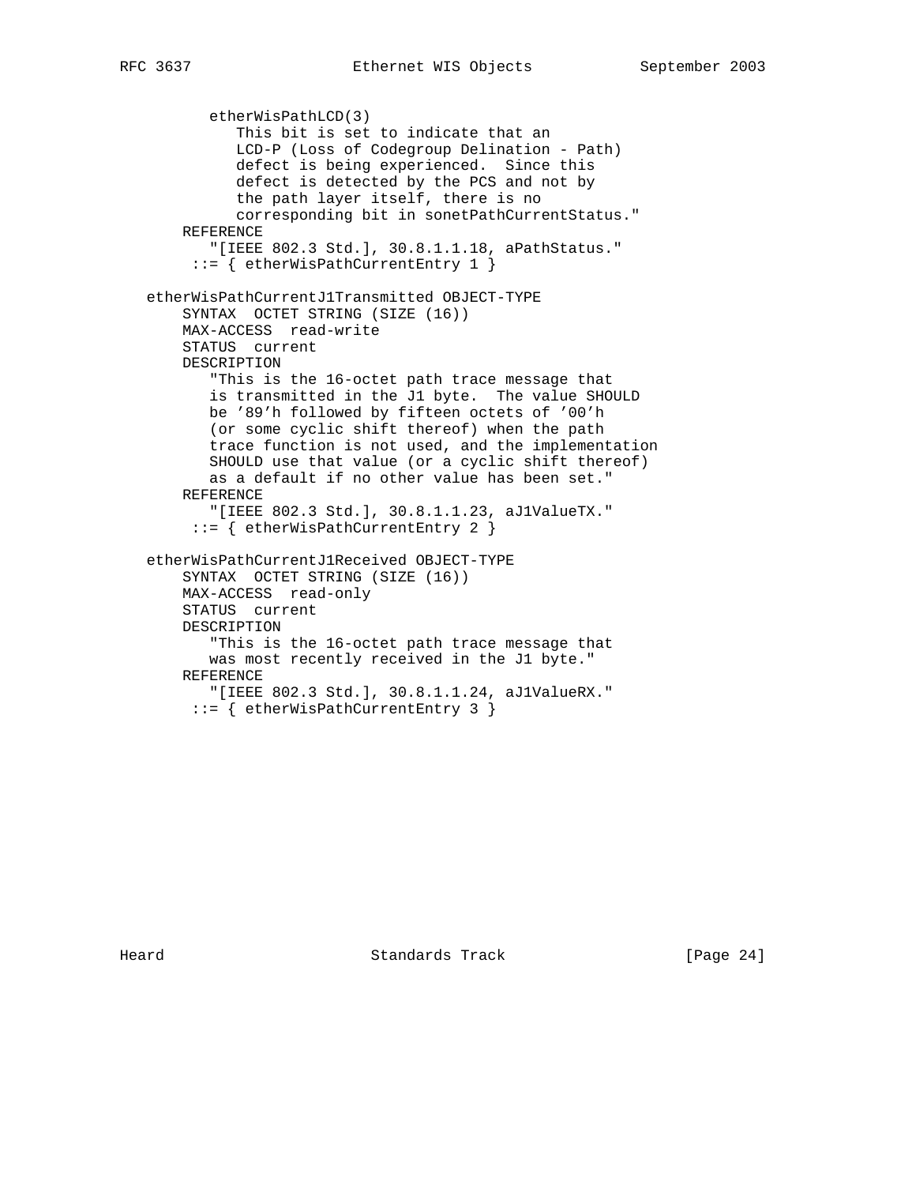```
         etherWisPathLCD(3)
            This bit is set to indicate that an
            LCD-P (Loss of Codegroup Delination - Path)
            defect is being experienced.  Since this
            defect is detected by the PCS and not by
            the path layer itself, there is no
            corresponding bit in sonetPathCurrentStatus."
       REFERENCE
          "[IEEE 802.3 Std.], 30.8.1.1.18, aPathStatus."
        ::= { etherWisPathCurrentEntry 1 }

   etherWisPathCurrentJ1Transmitted OBJECT-TYPE
       SYNTAX  OCTET STRING (SIZE (16))
       MAX-ACCESS  read-write
       STATUS  current
       DESCRIPTION
          "This is the 16-octet path trace message that
          is transmitted in the J1 byte.  The value SHOULD
          be '89'h followed by fifteen octets of '00'h
          (or some cyclic shift thereof) when the path
          trace function is not used, and the implementation
          SHOULD use that value (or a cyclic shift thereof)
          as a default if no other value has been set."
       REFERENCE
          "[IEEE 802.3 Std.], 30.8.1.1.23, aJ1ValueTX."
        ::= { etherWisPathCurrentEntry 2 }

   etherWisPathCurrentJ1Received OBJECT-TYPE
       SYNTAX  OCTET STRING (SIZE (16))
       MAX-ACCESS  read-only
       STATUS  current
       DESCRIPTION
          "This is the 16-octet path trace message that
          was most recently received in the J1 byte."
       REFERENCE
          "[IEEE 802.3 Std.], 30.8.1.1.24, aJ1ValueRX."
        ::= { etherWisPathCurrentEntry 3 }
```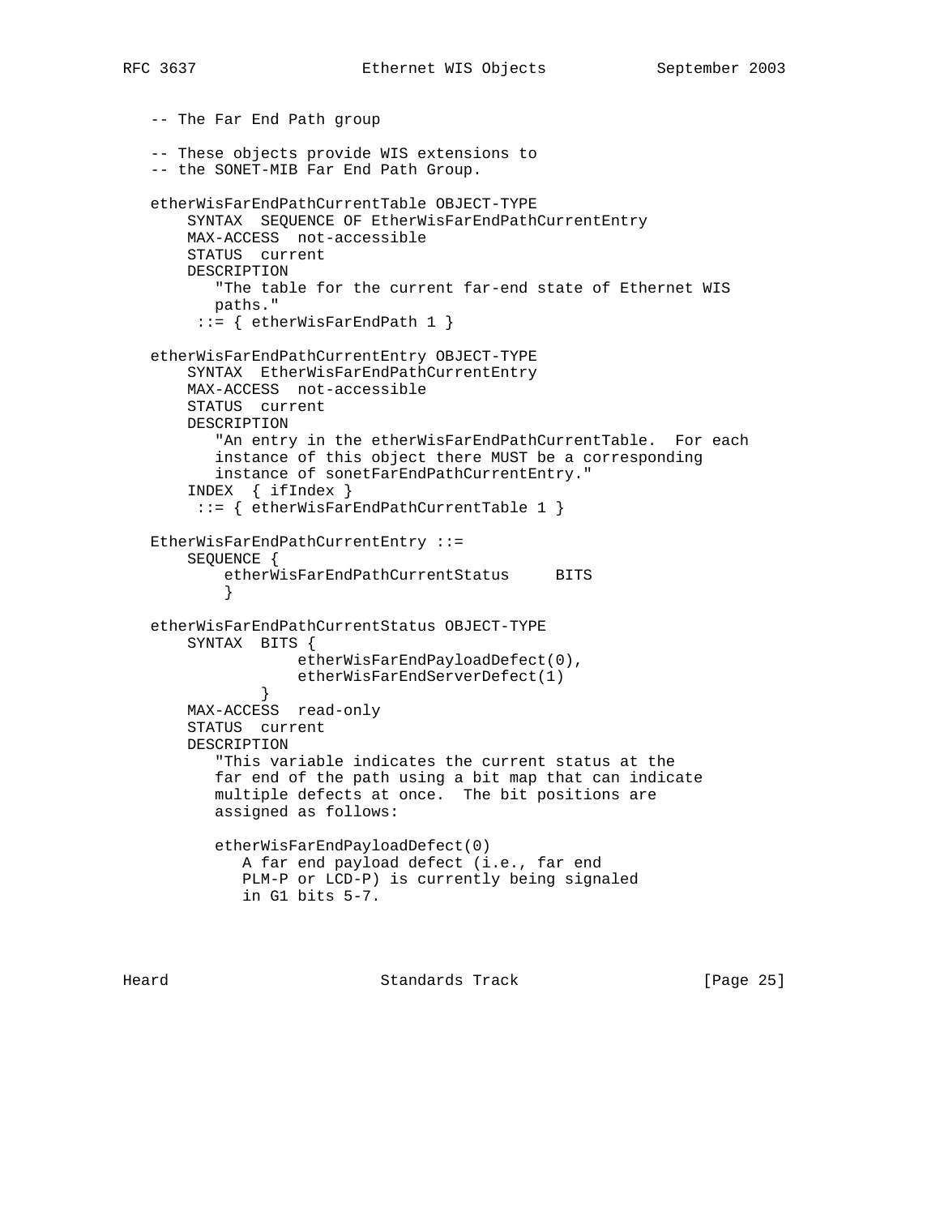```
   -- The Far End Path group

   -- These objects provide WIS extensions to
   -- the SONET-MIB Far End Path Group.

   etherWisFarEndPathCurrentTable OBJECT-TYPE
       SYNTAX  SEQUENCE OF EtherWisFarEndPathCurrentEntry
       MAX-ACCESS  not-accessible
       STATUS  current
       DESCRIPTION
          "The table for the current far-end state of Ethernet WIS
          paths."
        ::= { etherWisFarEndPath 1 }

   etherWisFarEndPathCurrentEntry OBJECT-TYPE
       SYNTAX  EtherWisFarEndPathCurrentEntry
       MAX-ACCESS  not-accessible
       STATUS  current
       DESCRIPTION
          "An entry in the etherWisFarEndPathCurrentTable.  For each
          instance of this object there MUST be a corresponding
          instance of sonetFarEndPathCurrentEntry."
       INDEX  { ifIndex }
        ::= { etherWisFarEndPathCurrentTable 1 }

   EtherWisFarEndPathCurrentEntry ::=
       SEQUENCE {
           etherWisFarEndPathCurrentStatus     BITS
           }

   etherWisFarEndPathCurrentStatus OBJECT-TYPE
       SYNTAX  BITS {
                   etherWisFarEndPayloadDefect(0),
                   etherWisFarEndServerDefect(1)
               }
       MAX-ACCESS  read-only
       STATUS  current
       DESCRIPTION
          "This variable indicates the current status at the
          far end of the path using a bit map that can indicate
          multiple defects at once.  The bit positions are
          assigned as follows:

          etherWisFarEndPayloadDefect(0)
             A far end payload defect (i.e., far end
             PLM-P or LCD-P) is currently being signaled
             in G1 bits 5-7.
```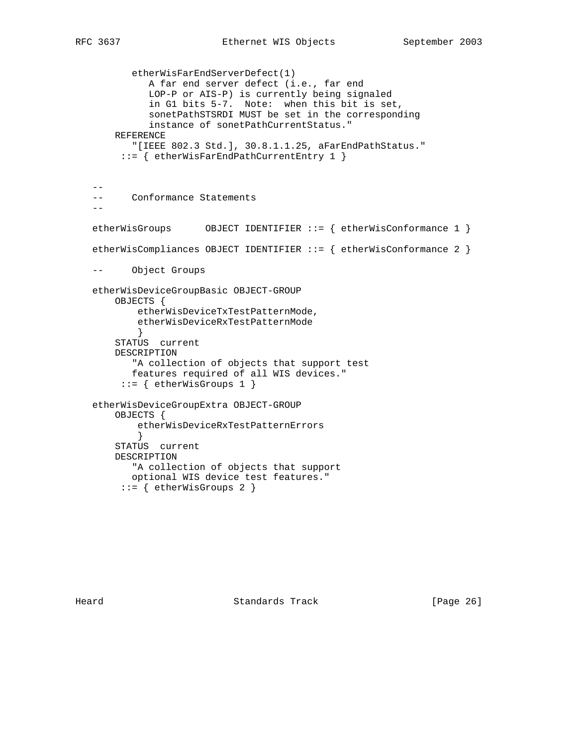```
          etherWisFarEndServerDefect(1)
             A far end server defect (i.e., far end
             LOP-P or AIS-P) is currently being signaled
             in G1 bits 5-7.  Note:  when this bit is set,
             sonetPathSTSRDI MUST be set in the corresponding
             instance of sonetPathCurrentStatus."
       REFERENCE
          "[IEEE 802.3 Std.], 30.8.1.1.25, aFarEndPathStatus."
        ::= { etherWisFarEndPathCurrentEntry 1 }


   --
   --      Conformance Statements
   --

   etherWisGroups      OBJECT IDENTIFIER ::= { etherWisConformance 1 }

   etherWisCompliances OBJECT IDENTIFIER ::= { etherWisConformance 2 }

   --      Object Groups

   etherWisDeviceGroupBasic OBJECT-GROUP
       OBJECTS {
           etherWisDeviceTxTestPatternMode,
           etherWisDeviceRxTestPatternMode
           }
       STATUS  current
       DESCRIPTION
          "A collection of objects that support test
          features required of all WIS devices."
        ::= { etherWisGroups 1 }

   etherWisDeviceGroupExtra OBJECT-GROUP
       OBJECTS {
           etherWisDeviceRxTestPatternErrors
           }
       STATUS  current
       DESCRIPTION
          "A collection of objects that support
          optional WIS device test features."
        ::= { etherWisGroups 2 }
```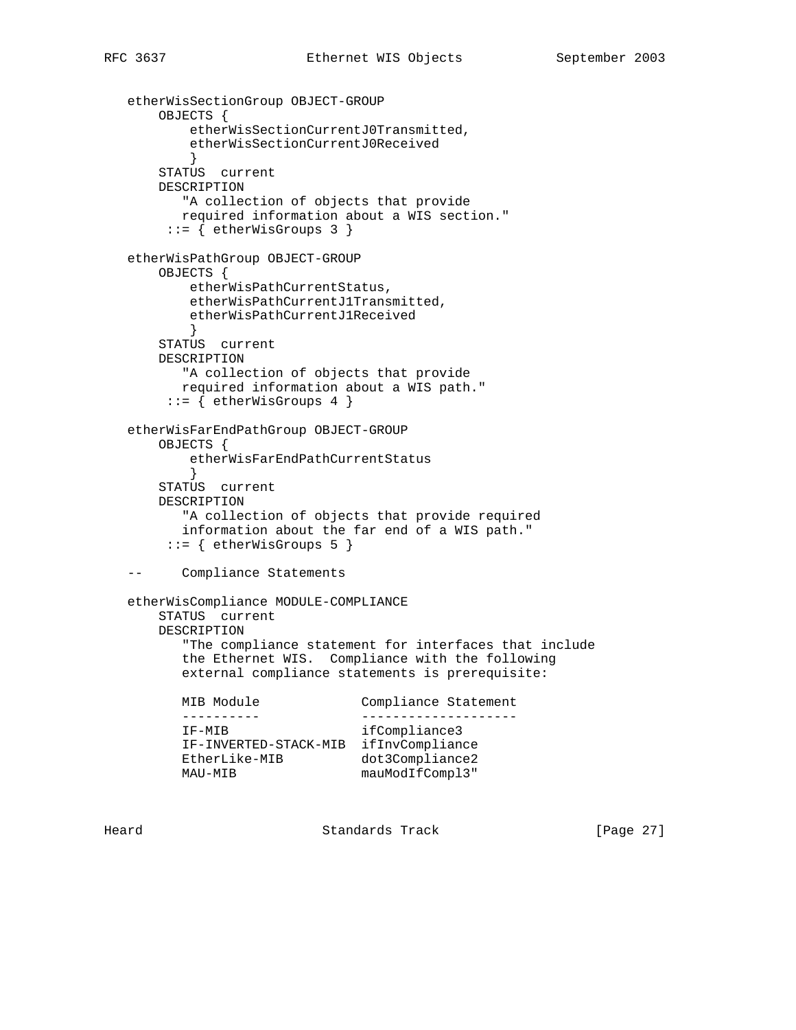```
   etherWisSectionGroup OBJECT-GROUP
       OBJECTS {
           etherWisSectionCurrentJ0Transmitted,
           etherWisSectionCurrentJ0Received
           }
       STATUS  current
       DESCRIPTION
          "A collection of objects that provide
          required information about a WIS section."
        ::= { etherWisGroups 3 }

   etherWisPathGroup OBJECT-GROUP
       OBJECTS {
           etherWisPathCurrentStatus,
           etherWisPathCurrentJ1Transmitted,
           etherWisPathCurrentJ1Received
           }
       STATUS  current
       DESCRIPTION
          "A collection of objects that provide
          required information about a WIS path."
        ::= { etherWisGroups 4 }

   etherWisFarEndPathGroup OBJECT-GROUP
       OBJECTS {
           etherWisFarEndPathCurrentStatus
           }
       STATUS  current
       DESCRIPTION
          "A collection of objects that provide required
          information about the far end of a WIS path."
        ::= { etherWisGroups 5 }

   --      Compliance Statements

   etherWisCompliance MODULE-COMPLIANCE
       STATUS  current
       DESCRIPTION
          "The compliance statement for interfaces that include
          the Ethernet WIS.  Compliance with the following
          external compliance statements is prerequisite:

          MIB Module             Compliance Statement
          ----------             --------------------
          IF-MIB                 ifCompliance3
          IF-INVERTED-STACK-MIB  ifInvCompliance
          EtherLike-MIB          dot3Compliance2
          MAU-MIB                mauModIfCompl3"
```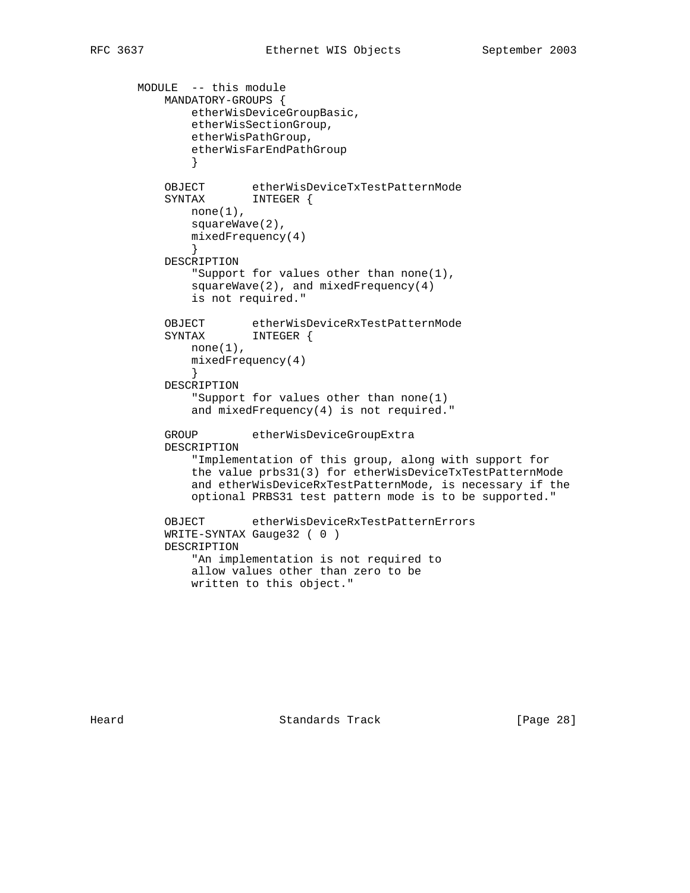```
        MODULE  -- this module
            MANDATORY-GROUPS {
                etherWisDeviceGroupBasic,
                etherWisSectionGroup,
                etherWisPathGroup,
                etherWisFarEndPathGroup
                }

            OBJECT       etherWisDeviceTxTestPatternMode
            SYNTAX       INTEGER {
                none(1),
                squareWave(2),
                mixedFrequency(4)
                }
            DESCRIPTION
                "Support for values other than none(1),
                squareWave(2), and mixedFrequency(4)
                is not required."

            OBJECT       etherWisDeviceRxTestPatternMode
            SYNTAX       INTEGER {
                none(1),
                mixedFrequency(4)
                }
            DESCRIPTION
                "Support for values other than none(1)
                and mixedFrequency(4) is not required."

            GROUP        etherWisDeviceGroupExtra
            DESCRIPTION
                "Implementation of this group, along with support for
                the value prbs31(3) for etherWisDeviceTxTestPatternMode
                and etherWisDeviceRxTestPatternMode, is necessary if the
                optional PRBS31 test pattern mode is to be supported."

            OBJECT       etherWisDeviceRxTestPatternErrors
            WRITE-SYNTAX Gauge32 ( 0 )
            DESCRIPTION
                "An implementation is not required to
                allow values other than zero to be
                written to this object."
```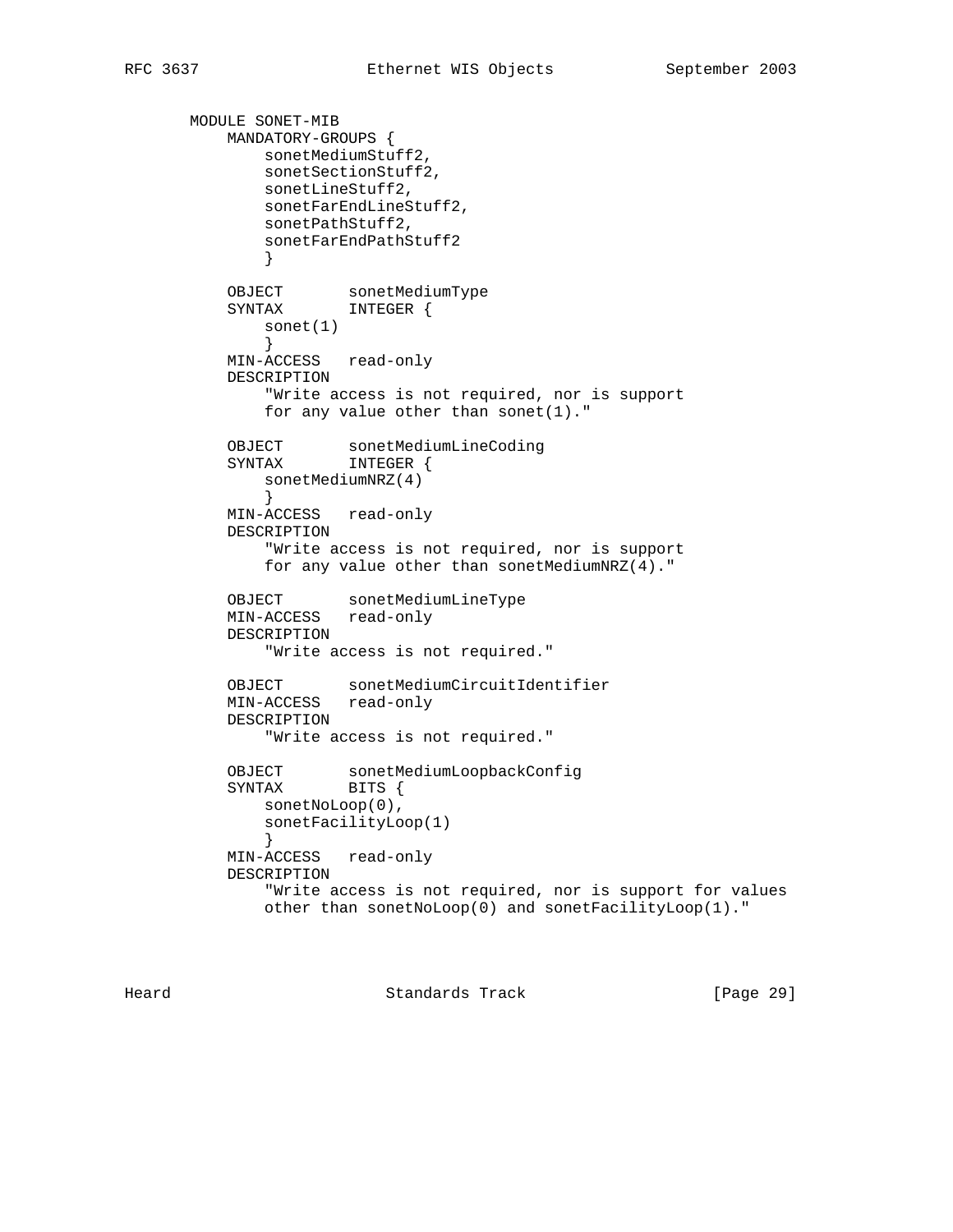```
        MODULE SONET-MIB
            MANDATORY-GROUPS {
                sonetMediumStuff2,
                sonetSectionStuff2,
                sonetLineStuff2,
                sonetFarEndLineStuff2,
                sonetPathStuff2,
                sonetFarEndPathStuff2
                }

            OBJECT       sonetMediumType
            SYNTAX       INTEGER {
                sonet(1)
                }
            MIN-ACCESS   read-only
            DESCRIPTION
                "Write access is not required, nor is support
                for any value other than sonet(1)."

            OBJECT       sonetMediumLineCoding
            SYNTAX       INTEGER {
                sonetMediumNRZ(4)
                }
            MIN-ACCESS   read-only
            DESCRIPTION
                "Write access is not required, nor is support
                for any value other than sonetMediumNRZ(4)."

            OBJECT       sonetMediumLineType
            MIN-ACCESS   read-only
            DESCRIPTION
                "Write access is not required."

            OBJECT       sonetMediumCircuitIdentifier
            MIN-ACCESS   read-only
            DESCRIPTION
                "Write access is not required."

            OBJECT       sonetMediumLoopbackConfig
            SYNTAX       BITS {
                sonetNoLoop(0),
                sonetFacilityLoop(1)
                }
            MIN-ACCESS   read-only
            DESCRIPTION
                "Write access is not required, nor is support for values
                other than sonetNoLoop(0) and sonetFacilityLoop(1)."
```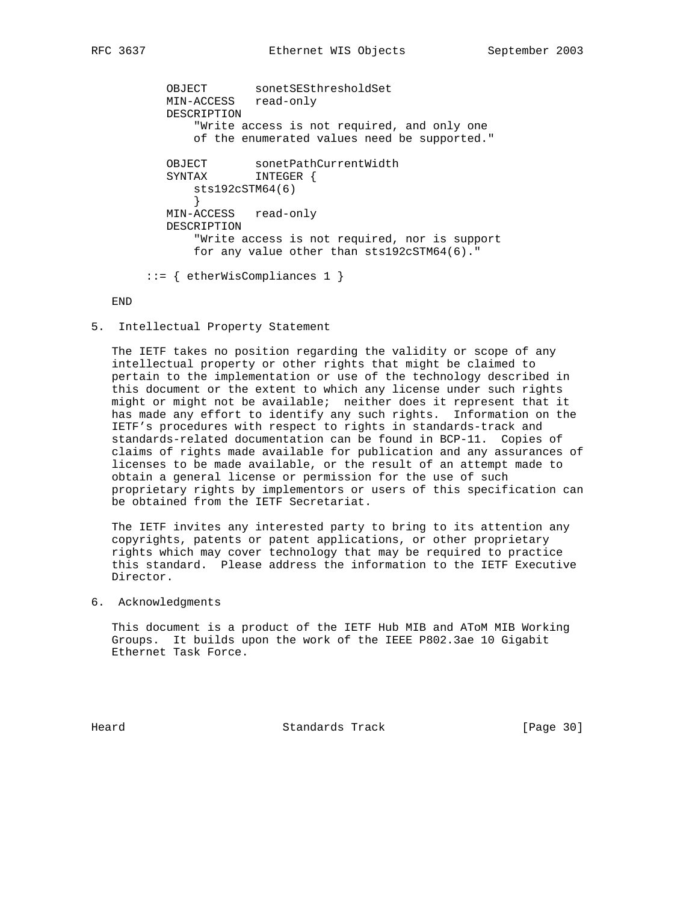```
          OBJECT       sonetSESthresholdSet
          MIN-ACCESS   read-only
          DESCRIPTION
              "Write access is not required, and only one
              of the enumerated values need be supported."

          OBJECT       sonetPathCurrentWidth
          SYNTAX       INTEGER {
              sts192cSTM64(6)
              }
          MIN-ACCESS   read-only
          DESCRIPTION
              "Write access is not required, nor is support
              for any value other than sts192cSTM64(6)."

       ::= { etherWisCompliances 1 }

   END
```

## 5. Intellectual Property Statement

The IETF takes no position regarding the validity or scope of any intellectual property or other rights that might be claimed to pertain to the implementation or use of the technology described in this document or the extent to which any license under such rights might or might not be available; neither does it represent that it has made any effort to identify any such rights. Information on the IETF's procedures with respect to rights in standards-track and standards-related documentation can be found in BCP-11. Copies of claims of rights made available for publication and any assurances of licenses to be made available, or the result of an attempt made to obtain a general license or permission for the use of such proprietary rights by implementors or users of this specification can be obtained from the IETF Secretariat.

The IETF invites any interested party to bring to its attention any copyrights, patents or patent applications, or other proprietary rights which may cover technology that may be required to practice this standard. Please address the information to the IETF Executive Director.

## 6. Acknowledgments

This document is a product of the IETF Hub MIB and AToM MIB Working Groups. It builds upon the work of the IEEE P802.3ae 10 Gigabit Ethernet Task Force.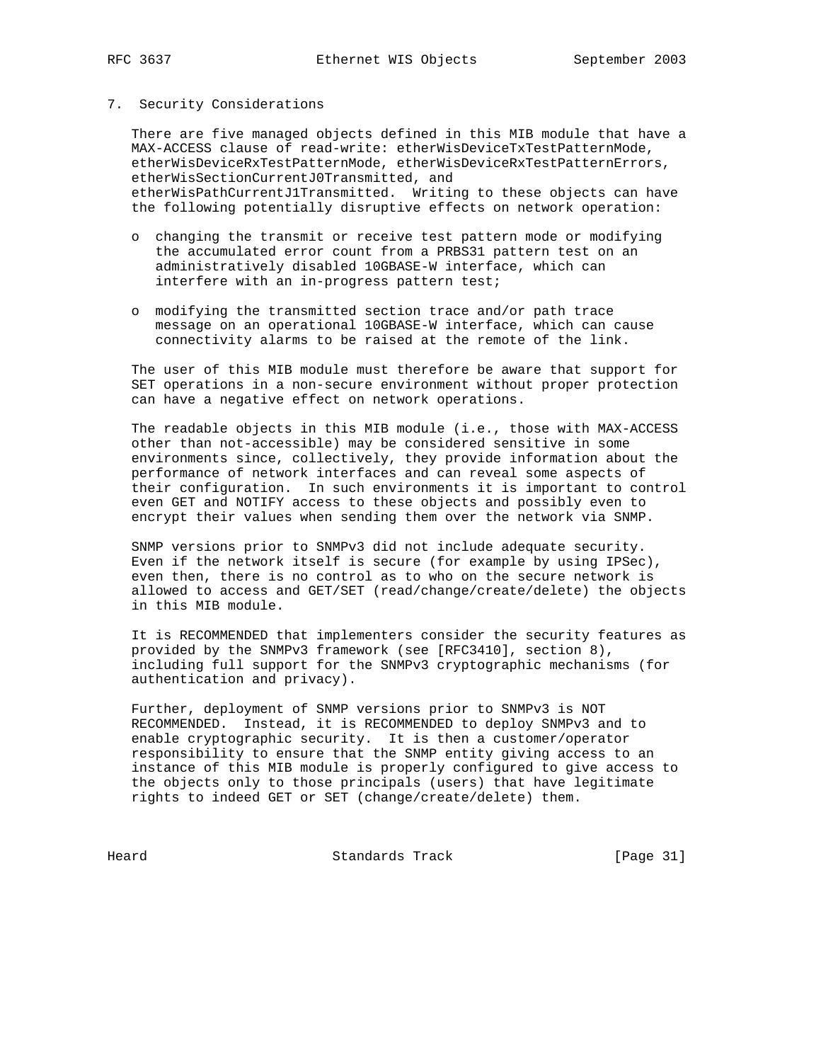## 7. Security Considerations

There are five managed objects defined in this MIB module that have a MAX-ACCESS clause of read-write: etherWisDeviceTxTestPatternMode, etherWisDeviceRxTestPatternMode, etherWisDeviceRxTestPatternErrors, etherWisSectionCurrentJ0Transmitted, and etherWisPathCurrentJ1Transmitted. Writing to these objects can have the following potentially disruptive effects on network operation:

- changing the transmit or receive test pattern mode or modifying the accumulated error count from a PRBS31 pattern test on an administratively disabled 10GBASE-W interface, which can interfere with an in-progress pattern test;
- modifying the transmitted section trace and/or path trace message on an operational 10GBASE-W interface, which can cause connectivity alarms to be raised at the remote of the link.

The user of this MIB module must therefore be aware that support for SET operations in a non-secure environment without proper protection can have a negative effect on network operations.

The readable objects in this MIB module (i.e., those with MAX-ACCESS other than not-accessible) may be considered sensitive in some environments since, collectively, they provide information about the performance of network interfaces and can reveal some aspects of their configuration. In such environments it is important to control even GET and NOTIFY access to these objects and possibly even to encrypt their values when sending them over the network via SNMP.

SNMP versions prior to SNMPv3 did not include adequate security. Even if the network itself is secure (for example by using IPSec), even then, there is no control as to who on the secure network is allowed to access and GET/SET (read/change/create/delete) the objects in this MIB module.

It is RECOMMENDED that implementers consider the security features as provided by the SNMPv3 framework (see [RFC3410], section 8), including full support for the SNMPv3 cryptographic mechanisms (for authentication and privacy).

Further, deployment of SNMP versions prior to SNMPv3 is NOT RECOMMENDED. Instead, it is RECOMMENDED to deploy SNMPv3 and to enable cryptographic security. It is then a customer/operator responsibility to ensure that the SNMP entity giving access to an instance of this MIB module is properly configured to give access to the objects only to those principals (users) that have legitimate rights to indeed GET or SET (change/create/delete) them.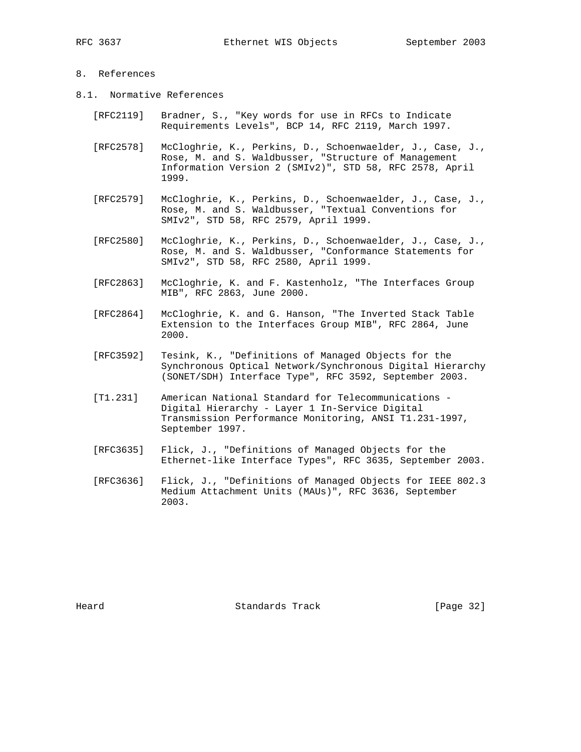## 8. References

### 8.1. Normative References

[RFC2119] Bradner, S., "Key words for use in RFCs to Indicate Requirements Levels", BCP 14, RFC 2119, March 1997.

[RFC2578] McCloghrie, K., Perkins, D., Schoenwaelder, J., Case, J., Rose, M. and S. Waldbusser, "Structure of Management Information Version 2 (SMIv2)", STD 58, RFC 2578, April 1999.

[RFC2579] McCloghrie, K., Perkins, D., Schoenwaelder, J., Case, J., Rose, M. and S. Waldbusser, "Textual Conventions for SMIv2", STD 58, RFC 2579, April 1999.

[RFC2580] McCloghrie, K., Perkins, D., Schoenwaelder, J., Case, J., Rose, M. and S. Waldbusser, "Conformance Statements for SMIv2", STD 58, RFC 2580, April 1999.

[RFC2863] McCloghrie, K. and F. Kastenholz, "The Interfaces Group MIB", RFC 2863, June 2000.

[RFC2864] McCloghrie, K. and G. Hanson, "The Inverted Stack Table Extension to the Interfaces Group MIB", RFC 2864, June 2000.

[RFC3592] Tesink, K., "Definitions of Managed Objects for the Synchronous Optical Network/Synchronous Digital Hierarchy (SONET/SDH) Interface Type", RFC 3592, September 2003.

[T1.231] American National Standard for Telecommunications - Digital Hierarchy - Layer 1 In-Service Digital Transmission Performance Monitoring, ANSI T1.231-1997, September 1997.

[RFC3635] Flick, J., "Definitions of Managed Objects for the Ethernet-like Interface Types", RFC 3635, September 2003.

[RFC3636] Flick, J., "Definitions of Managed Objects for IEEE 802.3 Medium Attachment Units (MAUs)", RFC 3636, September 2003.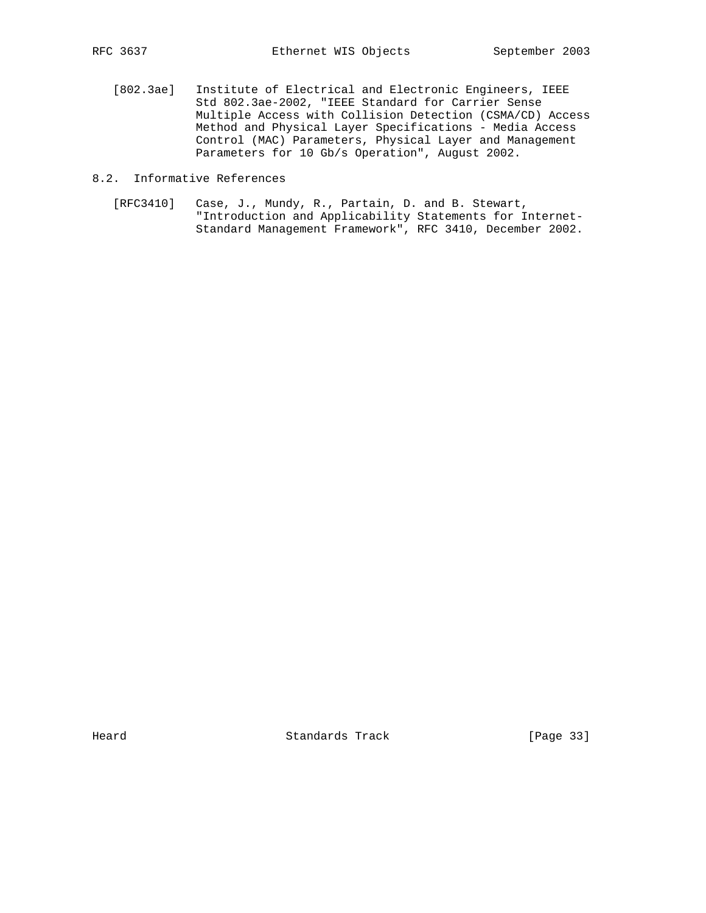[802.3ae] Institute of Electrical and Electronic Engineers, IEEE Std 802.3ae-2002, "IEEE Standard for Carrier Sense Multiple Access with Collision Detection (CSMA/CD) Access Method and Physical Layer Specifications - Media Access Control (MAC) Parameters, Physical Layer and Management Parameters for 10 Gb/s Operation", August 2002.

## 8.2. Informative References

[RFC3410] Case, J., Mundy, R., Partain, D. and B. Stewart, "Introduction and Applicability Statements for Internet-Standard Management Framework", RFC 3410, December 2002.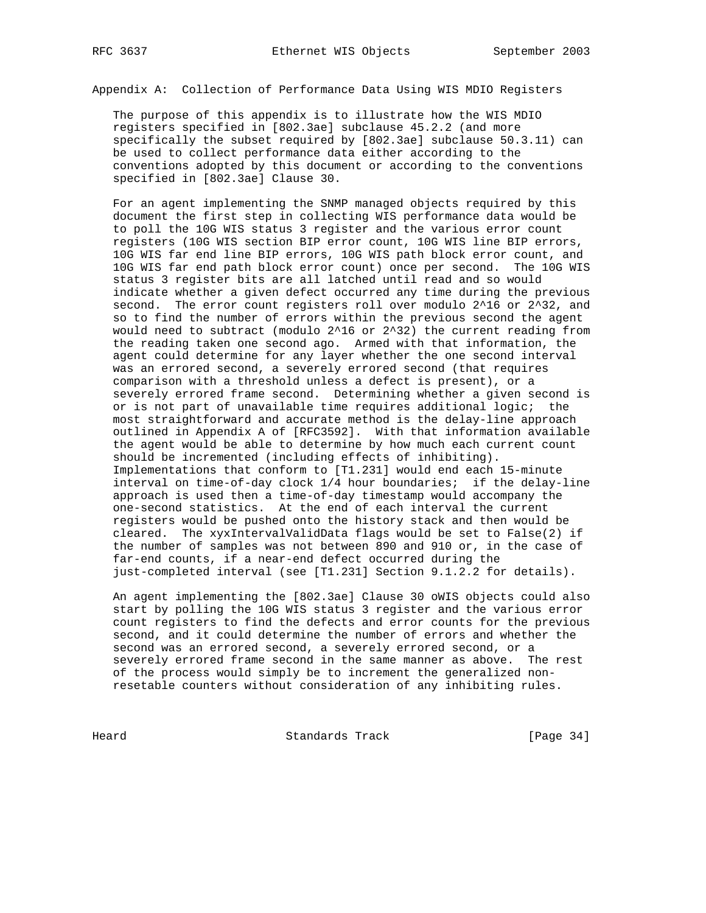## Appendix A: Collection of Performance Data Using WIS MDIO Registers

The purpose of this appendix is to illustrate how the WIS MDIO registers specified in [802.3ae] subclause 45.2.2 (and more specifically the subset required by [802.3ae] subclause 50.3.11) can be used to collect performance data either according to the conventions adopted by this document or according to the conventions specified in [802.3ae] Clause 30.

For an agent implementing the SNMP managed objects required by this document the first step in collecting WIS performance data would be to poll the 10G WIS status 3 register and the various error count registers (10G WIS section BIP error count, 10G WIS line BIP errors, 10G WIS far end line BIP errors, 10G WIS path block error count, and 10G WIS far end path block error count) once per second. The 10G WIS status 3 register bits are all latched until read and so would indicate whether a given defect occurred any time during the previous second. The error count registers roll over modulo $2^{16}$ or $2^{32}$, and so to find the number of errors within the previous second the agent would need to subtract (modulo $2^{16}$ or $2^{32}$) the current reading from the reading taken one second ago. Armed with that information, the agent could determine for any layer whether the one second interval was an errored second, a severely errored second (that requires comparison with a threshold unless a defect is present), or a severely errored frame second. Determining whether a given second is or is not part of unavailable time requires additional logic; the most straightforward and accurate method is the delay-line approach outlined in Appendix A of [RFC3592]. With that information available the agent would be able to determine by how much each current count should be incremented (including effects of inhibiting). Implementations that conform to [T1.231] would end each 15-minute interval on time-of-day clock 1/4 hour boundaries; if the delay-line approach is used then a time-of-day timestamp would accompany the one-second statistics. At the end of each interval the current registers would be pushed onto the history stack and then would be cleared. The xyxIntervalValidData flags would be set to False(2) if the number of samples was not between 890 and 910 or, in the case of far-end counts, if a near-end defect occurred during the just-completed interval (see [T1.231] Section 9.1.2.2 for details).

An agent implementing the [802.3ae] Clause 30 oWIS objects could also start by polling the 10G WIS status 3 register and the various error count registers to find the defects and error counts for the previous second, and it could determine the number of errors and whether the second was an errored second, a severely errored second, or a severely errored frame second in the same manner as above. The rest of the process would simply be to increment the generalized non-resetable counters without consideration of any inhibiting rules.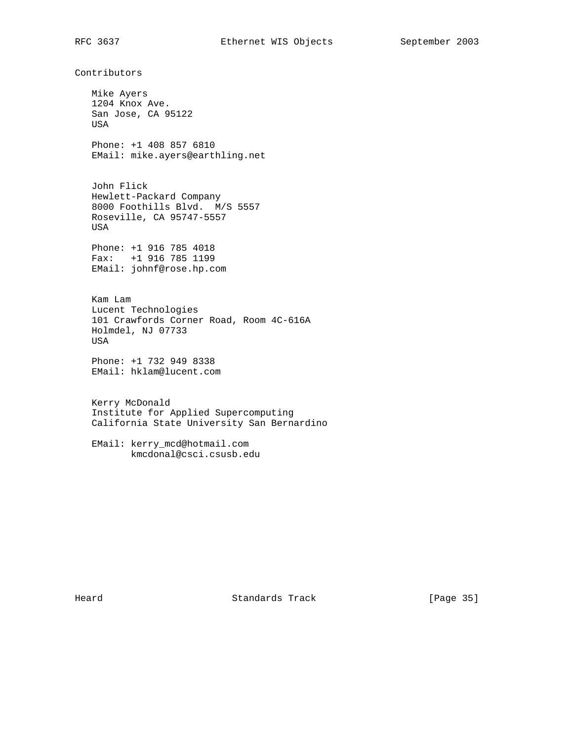## Contributors

Mike Ayers
1204 Knox Ave.
San Jose, CA 95122
USA

Phone: +1 408 857 6810
EMail: mike.ayers@earthling.net

John Flick
Hewlett-Packard Company
8000 Foothills Blvd.  M/S 5557
Roseville, CA 95747-5557
USA

Phone: +1 916 785 4018
Fax:   +1 916 785 1199
EMail: johnf@rose.hp.com

Kam Lam
Lucent Technologies
101 Crawfords Corner Road, Room 4C-616A
Holmdel, NJ 07733
USA

Phone: +1 732 949 8338
EMail: hklam@lucent.com

Kerry McDonald
Institute for Applied Supercomputing
California State University San Bernardino

EMail: kerry_mcd@hotmail.com
       kmcdonal@csci.csusb.edu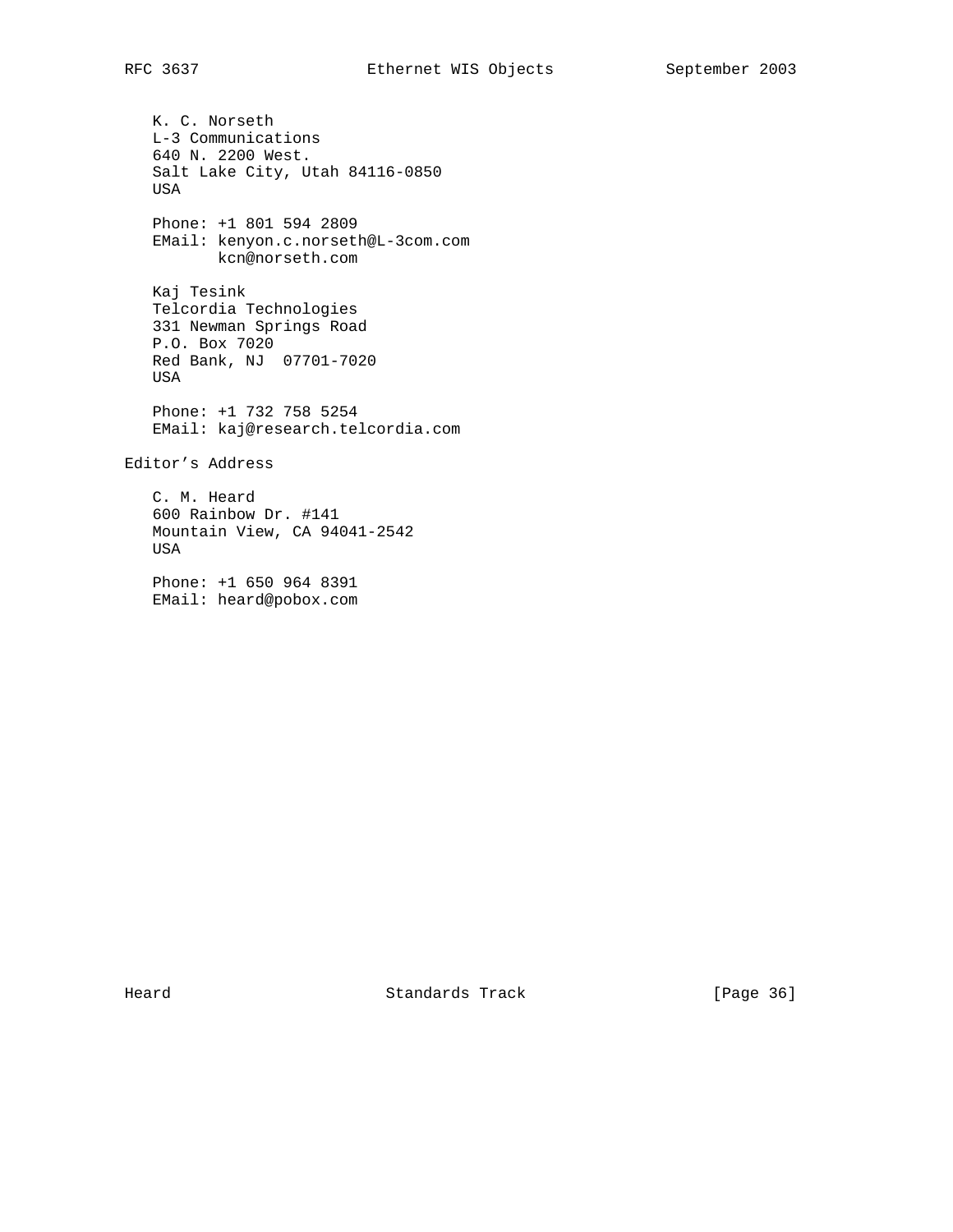K. C. Norseth
L-3 Communications
640 N. 2200 West.
Salt Lake City, Utah 84116-0850
USA

Phone: +1 801 594 2809
EMail: kenyon.c.norseth@L-3com.com
       kcn@norseth.com

Kaj Tesink
Telcordia Technologies
331 Newman Springs Road
P.O. Box 7020
Red Bank, NJ  07701-7020
USA

Phone: +1 732 758 5254
EMail: kaj@research.telcordia.com

## Editor's Address

C. M. Heard
600 Rainbow Dr. #141
Mountain View, CA 94041-2542
USA

Phone: +1 650 964 8391
EMail: heard@pobox.com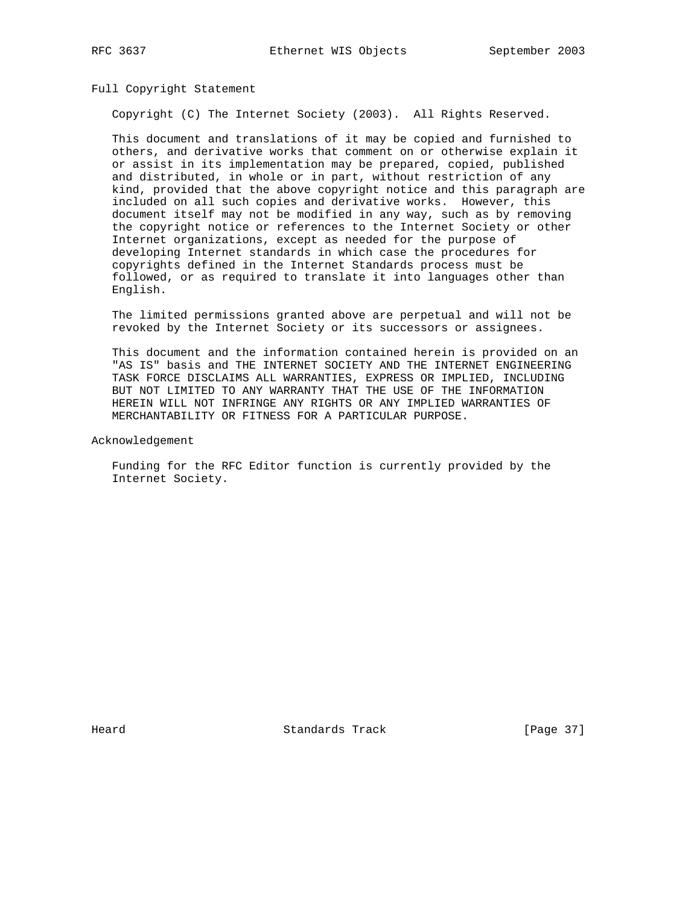## Full Copyright Statement

Copyright (C) The Internet Society (2003). All Rights Reserved.

This document and translations of it may be copied and furnished to others, and derivative works that comment on or otherwise explain it or assist in its implementation may be prepared, copied, published and distributed, in whole or in part, without restriction of any kind, provided that the above copyright notice and this paragraph are included on all such copies and derivative works. However, this document itself may not be modified in any way, such as by removing the copyright notice or references to the Internet Society or other Internet organizations, except as needed for the purpose of developing Internet standards in which case the procedures for copyrights defined in the Internet Standards process must be followed, or as required to translate it into languages other than English.

The limited permissions granted above are perpetual and will not be revoked by the Internet Society or its successors or assignees.

This document and the information contained herein is provided on an "AS IS" basis and THE INTERNET SOCIETY AND THE INTERNET ENGINEERING TASK FORCE DISCLAIMS ALL WARRANTIES, EXPRESS OR IMPLIED, INCLUDING BUT NOT LIMITED TO ANY WARRANTY THAT THE USE OF THE INFORMATION HEREIN WILL NOT INFRINGE ANY RIGHTS OR ANY IMPLIED WARRANTIES OF MERCHANTABILITY OR FITNESS FOR A PARTICULAR PURPOSE.

## Acknowledgement

Funding for the RFC Editor function is currently provided by the Internet Society.